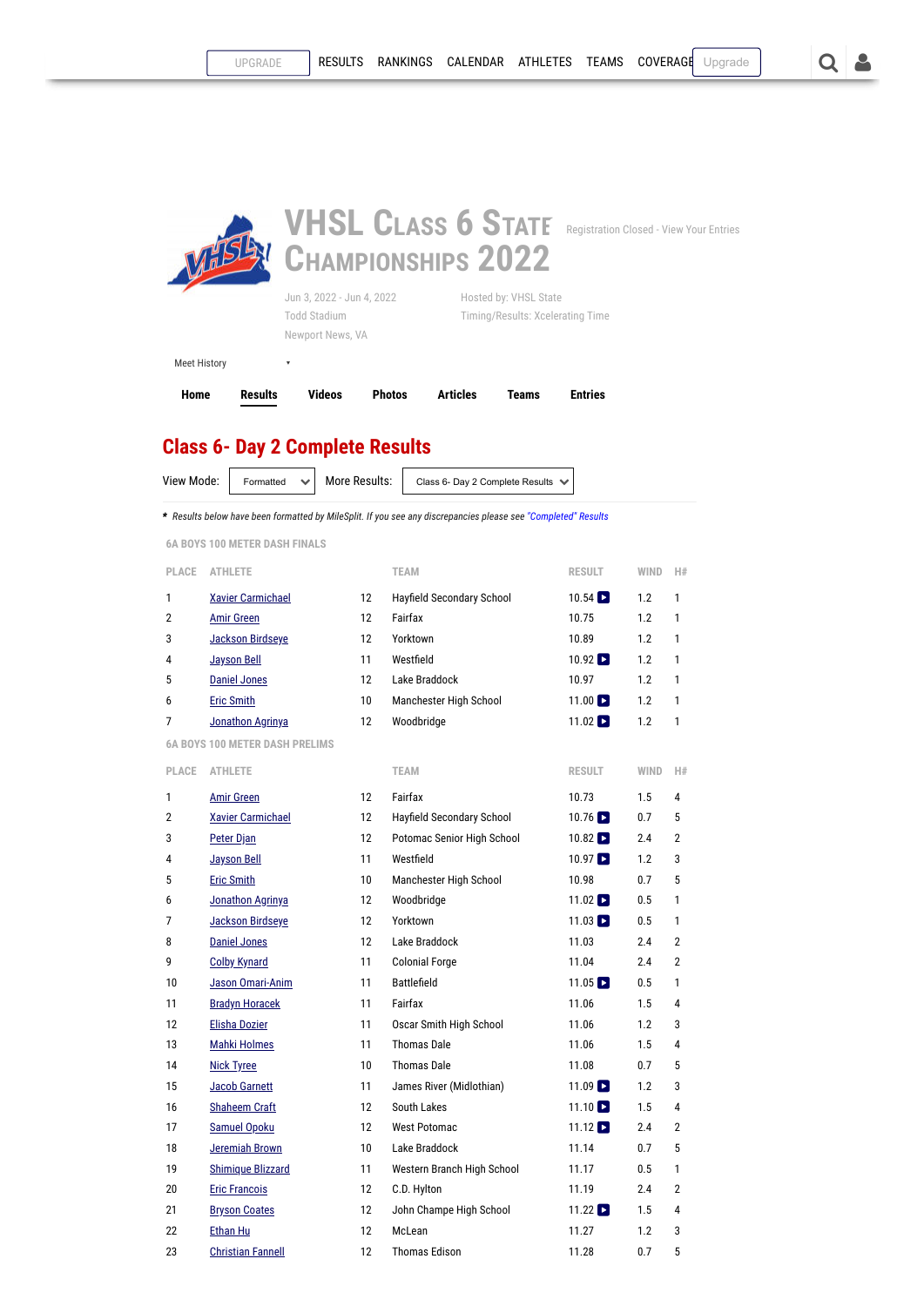# VHSL Class 6 State Championships 2022

Registration Closed - View Your Entries

Jun 3, 2022 - Jun 4, 2022
Todd Stadium
Newport News, VA

Hosted by: VHSL State
Timing/Results: Xcelerating Time

Meet History

Home | Results | Videos | Photos | Articles | Teams | Entries

## Class 6- Day 2 Complete Results

View Mode: Formatted | More Results: Class 6- Day 2 Complete Results

* *Results below have been formatted by MileSplit. If you see any discrepancies please see "Completed" Results*

### 6A BOYS 100 METER DASH FINALS

| PLACE | ATHLETE | | TEAM | RESULT | WIND | H# |
|---|---|---|---|---|---|---|
| 1 | Xavier Carmichael | 12 | Hayfield Secondary School | 10.54 | 1.2 | 1 |
| 2 | Amir Green | 12 | Fairfax | 10.75 | 1.2 | 1 |
| 3 | Jackson Birdseye | 12 | Yorktown | 10.89 | 1.2 | 1 |
| 4 | Jayson Bell | 11 | Westfield | 10.92 | 1.2 | 1 |
| 5 | Daniel Jones | 12 | Lake Braddock | 10.97 | 1.2 | 1 |
| 6 | Eric Smith | 10 | Manchester High School | 11.00 | 1.2 | 1 |
| 7 | Jonathon Agrinya | 12 | Woodbridge | 11.02 | 1.2 | 1 |

### 6A BOYS 100 METER DASH PRELIMS

| PLACE | ATHLETE | | TEAM | RESULT | WIND | H# |
|---|---|---|---|---|---|---|
| 1 | Amir Green | 12 | Fairfax | 10.73 | 1.5 | 4 |
| 2 | Xavier Carmichael | 12 | Hayfield Secondary School | 10.76 | 0.7 | 5 |
| 3 | Peter Djan | 12 | Potomac Senior High School | 10.82 | 2.4 | 2 |
| 4 | Jayson Bell | 11 | Westfield | 10.97 | 1.2 | 3 |
| 5 | Eric Smith | 10 | Manchester High School | 10.98 | 0.7 | 5 |
| 6 | Jonathon Agrinya | 12 | Woodbridge | 11.02 | 0.5 | 1 |
| 7 | Jackson Birdseye | 12 | Yorktown | 11.03 | 0.5 | 1 |
| 8 | Daniel Jones | 12 | Lake Braddock | 11.03 | 2.4 | 2 |
| 9 | Colby Kynard | 11 | Colonial Forge | 11.04 | 2.4 | 2 |
| 10 | Jason Omari-Anim | 11 | Battlefield | 11.05 | 0.5 | 1 |
| 11 | Bradyn Horacek | 11 | Fairfax | 11.06 | 1.5 | 4 |
| 12 | Elisha Dozier | 11 | Oscar Smith High School | 11.06 | 1.2 | 3 |
| 13 | Mahki Holmes | 11 | Thomas Dale | 11.06 | 1.5 | 4 |
| 14 | Nick Tyree | 10 | Thomas Dale | 11.08 | 0.7 | 5 |
| 15 | Jacob Garnett | 11 | James River (Midlothian) | 11.09 | 1.2 | 3 |
| 16 | Shaheem Craft | 12 | South Lakes | 11.10 | 1.5 | 4 |
| 17 | Samuel Opoku | 12 | West Potomac | 11.12 | 2.4 | 2 |
| 18 | Jeremiah Brown | 10 | Lake Braddock | 11.14 | 0.7 | 5 |
| 19 | Shimique Blizzard | 11 | Western Branch High School | 11.17 | 0.5 | 1 |
| 20 | Eric Francois | 12 | C.D. Hylton | 11.19 | 2.4 | 2 |
| 21 | Bryson Coates | 12 | John Champe High School | 11.22 | 1.5 | 4 |
| 22 | Ethan Hu | 12 | McLean | 11.27 | 1.2 | 3 |
| 23 | Christian Fannell | 12 | Thomas Edison | 11.28 | 0.7 | 5 |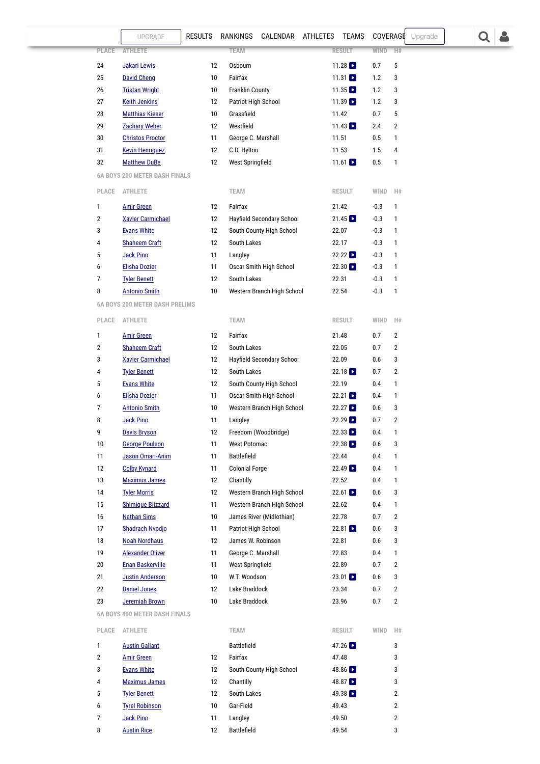| PLACE | ATHLETE | | TEAM | RESULT | WIND | H# |
|---|---|---|---|---|---|---|
| 24 | Jakari Lewis | 12 | Osbourn | 11.28 | 0.7 | 5 |
| 25 | David Cheng | 10 | Fairfax | 11.31 | 1.2 | 3 |
| 26 | Tristan Wright | 10 | Franklin County | 11.35 | 1.2 | 3 |
| 27 | Keith Jenkins | 12 | Patriot High School | 11.39 | 1.2 | 3 |
| 28 | Matthias Kieser | 10 | Grassfield | 11.42 | 0.7 | 5 |
| 29 | Zachary Weber | 12 | Westfield | 11.43 | 2.4 | 2 |
| 30 | Christos Proctor | 11 | George C. Marshall | 11.51 | 0.5 | 1 |
| 31 | Kevin Henriquez | 12 | C.D. Hylton | 11.53 | 1.5 | 4 |
| 32 | Matthew DuBe | 12 | West Springfield | 11.61 | 0.5 | 1 |

### 6A BOYS 200 METER DASH FINALS

| PLACE | ATHLETE | | TEAM | RESULT | WIND | H# |
|---|---|---|---|---|---|---|
| 1 | Amir Green | 12 | Fairfax | 21.42 | -0.3 | 1 |
| 2 | Xavier Carmichael | 12 | Hayfield Secondary School | 21.45 | -0.3 | 1 |
| 3 | Evans White | 12 | South County High School | 22.07 | -0.3 | 1 |
| 4 | Shaheem Craft | 12 | South Lakes | 22.17 | -0.3 | 1 |
| 5 | Jack Pino | 11 | Langley | 22.22 | -0.3 | 1 |
| 6 | Elisha Dozier | 11 | Oscar Smith High School | 22.30 | -0.3 | 1 |
| 7 | Tyler Benett | 12 | South Lakes | 22.31 | -0.3 | 1 |
| 8 | Antonio Smith | 10 | Western Branch High School | 22.54 | -0.3 | 1 |

### 6A BOYS 200 METER DASH PRELIMS

| PLACE | ATHLETE | | TEAM | RESULT | WIND | H# |
|---|---|---|---|---|---|---|
| 1 | Amir Green | 12 | Fairfax | 21.48 | 0.7 | 2 |
| 2 | Shaheem Craft | 12 | South Lakes | 22.05 | 0.7 | 2 |
| 3 | Xavier Carmichael | 12 | Hayfield Secondary School | 22.09 | 0.6 | 3 |
| 4 | Tyler Benett | 12 | South Lakes | 22.18 | 0.7 | 2 |
| 5 | Evans White | 12 | South County High School | 22.19 | 0.4 | 1 |
| 6 | Elisha Dozier | 11 | Oscar Smith High School | 22.21 | 0.4 | 1 |
| 7 | Antonio Smith | 10 | Western Branch High School | 22.27 | 0.6 | 3 |
| 8 | Jack Pino | 11 | Langley | 22.29 | 0.7 | 2 |
| 9 | Davis Bryson | 12 | Freedom (Woodbridge) | 22.33 | 0.4 | 1 |
| 10 | George Poulson | 11 | West Potomac | 22.38 | 0.6 | 3 |
| 11 | Jason Omari-Anim | 11 | Battlefield | 22.44 | 0.4 | 1 |
| 12 | Colby Kynard | 11 | Colonial Forge | 22.49 | 0.4 | 1 |
| 13 | Maximus James | 12 | Chantilly | 22.52 | 0.4 | 1 |
| 14 | Tyler Morris | 12 | Western Branch High School | 22.61 | 0.6 | 3 |
| 15 | Shimique Blizzard | 11 | Western Branch High School | 22.62 | 0.4 | 1 |
| 16 | Nathan Sims | 10 | James River (Midlothian) | 22.78 | 0.7 | 2 |
| 17 | Shadrach Nvodjo | 11 | Patriot High School | 22.81 | 0.6 | 3 |
| 18 | Noah Nordhaus | 12 | James W. Robinson | 22.81 | 0.6 | 3 |
| 19 | Alexander Oliver | 11 | George C. Marshall | 22.83 | 0.4 | 1 |
| 20 | Enan Baskerville | 11 | West Springfield | 22.89 | 0.7 | 2 |
| 21 | Justin Anderson | 10 | W.T. Woodson | 23.01 | 0.6 | 3 |
| 22 | Daniel Jones | 12 | Lake Braddock | 23.34 | 0.7 | 2 |
| 23 | Jeremiah Brown | 10 | Lake Braddock | 23.96 | 0.7 | 2 |

### 6A BOYS 400 METER DASH FINALS

| PLACE | ATHLETE | | TEAM | RESULT | WIND | H# |
|---|---|---|---|---|---|---|
| 1 | Austin Gallant | | Battlefield | 47.26 | | 3 |
| 2 | Amir Green | 12 | Fairfax | 47.48 | | 3 |
| 3 | Evans White | 12 | South County High School | 48.86 | | 3 |
| 4 | Maximus James | 12 | Chantilly | 48.87 | | 3 |
| 5 | Tyler Benett | 12 | South Lakes | 49.38 | | 2 |
| 6 | Tyrel Robinson | 10 | Gar-Field | 49.43 | | 2 |
| 7 | Jack Pino | 11 | Langley | 49.50 | | 2 |
| 8 | Austin Rice | 12 | Battlefield | 49.54 | | 3 |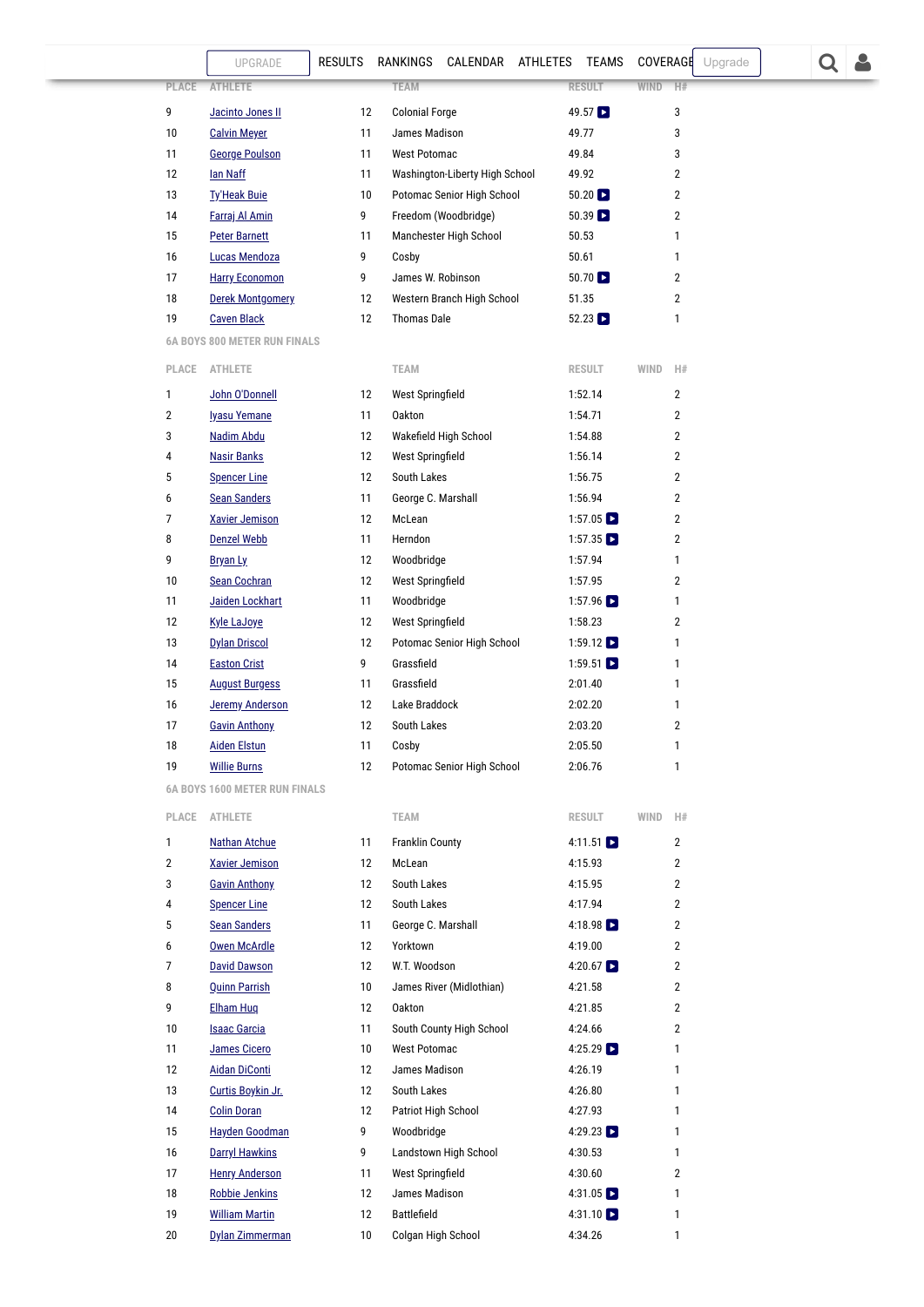| PLACE | ATHLETE | | TEAM | RESULT | WIND | H# |
|---|---|---|---|---|---|---|
| 9 | Jacinto Jones II | 12 | Colonial Forge | 49.57 | | 3 |
| 10 | Calvin Meyer | 11 | James Madison | 49.77 | | 3 |
| 11 | George Poulson | 11 | West Potomac | 49.84 | | 3 |
| 12 | Ian Naff | 11 | Washington-Liberty High School | 49.92 | | 2 |
| 13 | Ty'Heak Buie | 10 | Potomac Senior High School | 50.20 | | 2 |
| 14 | Farraj Al Amin | 9 | Freedom (Woodbridge) | 50.39 | | 2 |
| 15 | Peter Barnett | 11 | Manchester High School | 50.53 | | 1 |
| 16 | Lucas Mendoza | 9 | Cosby | 50.61 | | 1 |
| 17 | Harry Economon | 9 | James W. Robinson | 50.70 | | 2 |
| 18 | Derek Montgomery | 12 | Western Branch High School | 51.35 | | 2 |
| 19 | Caven Black | 12 | Thomas Dale | 52.23 | | 1 |

### 6A BOYS 800 METER RUN FINALS

| PLACE | ATHLETE | | TEAM | RESULT | WIND | H# |
|---|---|---|---|---|---|---|
| 1 | John O'Donnell | 12 | West Springfield | 1:52.14 | | 2 |
| 2 | Iyasu Yemane | 11 | Oakton | 1:54.71 | | 2 |
| 3 | Nadim Abdu | 12 | Wakefield High School | 1:54.88 | | 2 |
| 4 | Nasir Banks | 12 | West Springfield | 1:56.14 | | 2 |
| 5 | Spencer Line | 12 | South Lakes | 1:56.75 | | 2 |
| 6 | Sean Sanders | 11 | George C. Marshall | 1:56.94 | | 2 |
| 7 | Xavier Jemison | 12 | McLean | 1:57.05 | | 2 |
| 8 | Denzel Webb | 11 | Herndon | 1:57.35 | | 2 |
| 9 | Bryan Ly | 12 | Woodbridge | 1:57.94 | | 1 |
| 10 | Sean Cochran | 12 | West Springfield | 1:57.95 | | 2 |
| 11 | Jaiden Lockhart | 11 | Woodbridge | 1:57.96 | | 1 |
| 12 | Kyle LaJoye | 12 | West Springfield | 1:58.23 | | 2 |
| 13 | Dylan Driscol | 12 | Potomac Senior High School | 1:59.12 | | 1 |
| 14 | Easton Crist | 9 | Grassfield | 1:59.51 | | 1 |
| 15 | August Burgess | 11 | Grassfield | 2:01.40 | | 1 |
| 16 | Jeremy Anderson | 12 | Lake Braddock | 2:02.20 | | 1 |
| 17 | Gavin Anthony | 12 | South Lakes | 2:03.20 | | 2 |
| 18 | Aiden Elstun | 11 | Cosby | 2:05.50 | | 1 |
| 19 | Willie Burns | 12 | Potomac Senior High School | 2:06.76 | | 1 |

### 6A BOYS 1600 METER RUN FINALS

| PLACE | ATHLETE | | TEAM | RESULT | WIND | H# |
|---|---|---|---|---|---|---|
| 1 | Nathan Atchue | 11 | Franklin County | 4:11.51 | | 2 |
| 2 | Xavier Jemison | 12 | McLean | 4:15.93 | | 2 |
| 3 | Gavin Anthony | 12 | South Lakes | 4:15.95 | | 2 |
| 4 | Spencer Line | 12 | South Lakes | 4:17.94 | | 2 |
| 5 | Sean Sanders | 11 | George C. Marshall | 4:18.98 | | 2 |
| 6 | Owen McArdle | 12 | Yorktown | 4:19.00 | | 2 |
| 7 | David Dawson | 12 | W.T. Woodson | 4:20.67 | | 2 |
| 8 | Quinn Parrish | 10 | James River (Midlothian) | 4:21.58 | | 2 |
| 9 | Elham Huq | 12 | Oakton | 4:21.85 | | 2 |
| 10 | Isaac Garcia | 11 | South County High School | 4:24.66 | | 2 |
| 11 | James Cicero | 10 | West Potomac | 4:25.29 | | 1 |
| 12 | Aidan DiConti | 12 | James Madison | 4:26.19 | | 1 |
| 13 | Curtis Boykin Jr. | 12 | South Lakes | 4:26.80 | | 1 |
| 14 | Colin Doran | 12 | Patriot High School | 4:27.93 | | 1 |
| 15 | Hayden Goodman | 9 | Woodbridge | 4:29.23 | | 1 |
| 16 | Darryl Hawkins | 9 | Landstown High School | 4:30.53 | | 1 |
| 17 | Henry Anderson | 11 | West Springfield | 4:30.60 | | 2 |
| 18 | Robbie Jenkins | 12 | James Madison | 4:31.05 | | 1 |
| 19 | William Martin | 12 | Battlefield | 4:31.10 | | 1 |
| 20 | Dylan Zimmerman | 10 | Colgan High School | 4:34.26 | | 1 |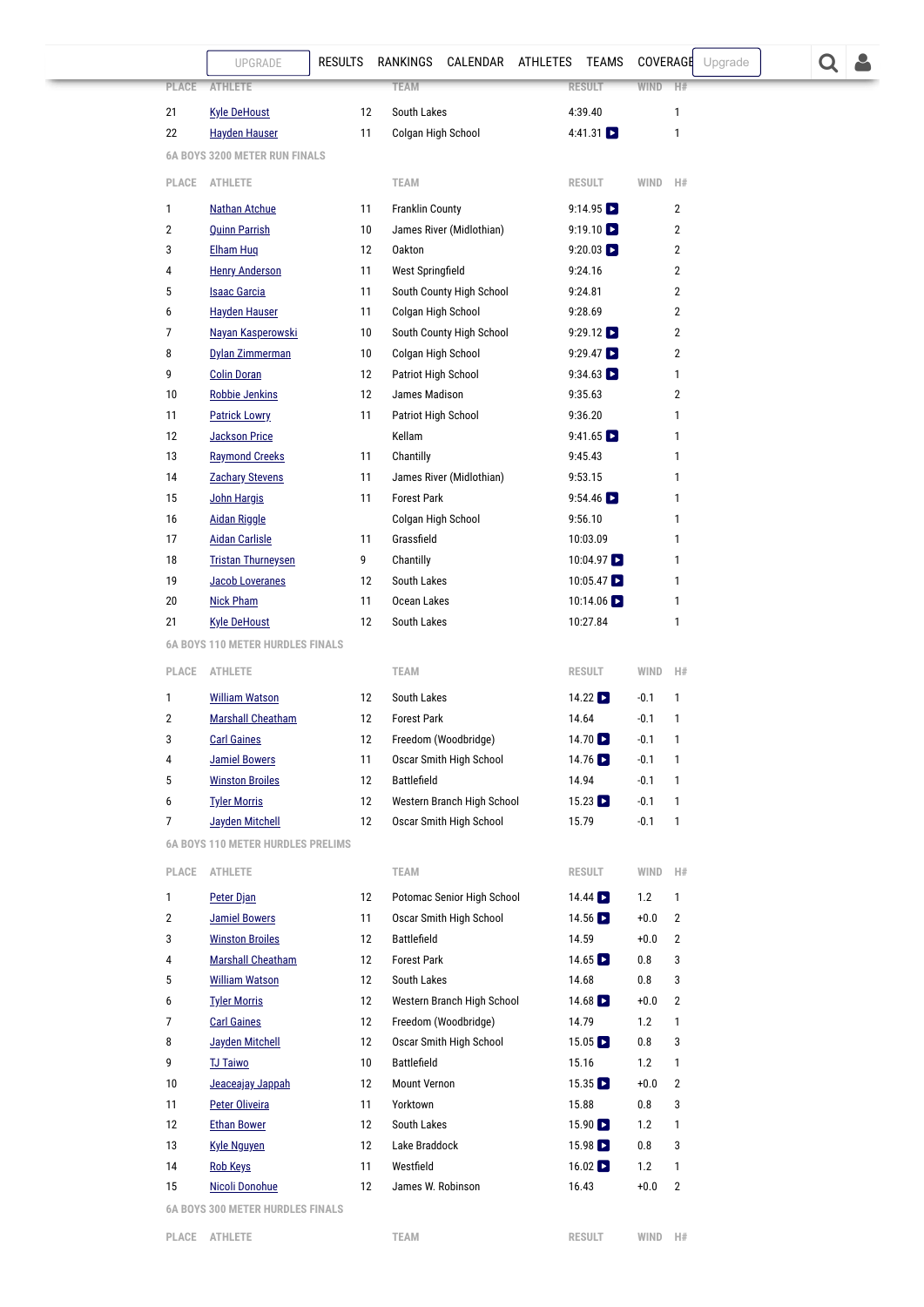| PLACE | ATHLETE | | TEAM | RESULT | WIND | H# |
|---|---|---|---|---|---|---|
| 21 | Kyle DeHoust | 12 | South Lakes | 4:39.40 | | 1 |
| 22 | Hayden Hauser | 11 | Colgan High School | 4:41.31 | | 1 |

### 6A BOYS 3200 METER RUN FINALS

| PLACE | ATHLETE | | TEAM | RESULT | WIND | H# |
|---|---|---|---|---|---|---|
| 1 | Nathan Atchue | 11 | Franklin County | 9:14.95 | | 2 |
| 2 | Quinn Parrish | 10 | James River (Midlothian) | 9:19.10 | | 2 |
| 3 | Elham Huq | 12 | Oakton | 9:20.03 | | 2 |
| 4 | Henry Anderson | 11 | West Springfield | 9:24.16 | | 2 |
| 5 | Isaac Garcia | 11 | South County High School | 9:24.81 | | 2 |
| 6 | Hayden Hauser | 11 | Colgan High School | 9:28.69 | | 2 |
| 7 | Nayan Kasperowski | 10 | South County High School | 9:29.12 | | 2 |
| 8 | Dylan Zimmerman | 10 | Colgan High School | 9:29.47 | | 2 |
| 9 | Colin Doran | 12 | Patriot High School | 9:34.63 | | 1 |
| 10 | Robbie Jenkins | 12 | James Madison | 9:35.63 | | 2 |
| 11 | Patrick Lowry | 11 | Patriot High School | 9:36.20 | | 1 |
| 12 | Jackson Price | | Kellam | 9:41.65 | | 1 |
| 13 | Raymond Creeks | 11 | Chantilly | 9:45.43 | | 1 |
| 14 | Zachary Stevens | 11 | James River (Midlothian) | 9:53.15 | | 1 |
| 15 | John Hargis | 11 | Forest Park | 9:54.46 | | 1 |
| 16 | Aidan Riggle | | Colgan High School | 9:56.10 | | 1 |
| 17 | Aidan Carlisle | 11 | Grassfield | 10:03.09 | | 1 |
| 18 | Tristan Thurneysen | 9 | Chantilly | 10:04.97 | | 1 |
| 19 | Jacob Loveranes | 12 | South Lakes | 10:05.47 | | 1 |
| 20 | Nick Pham | 11 | Ocean Lakes | 10:14.06 | | 1 |
| 21 | Kyle DeHoust | 12 | South Lakes | 10:27.84 | | 1 |

### 6A BOYS 110 METER HURDLES FINALS

| PLACE | ATHLETE | | TEAM | RESULT | WIND | H# |
|---|---|---|---|---|---|---|
| 1 | William Watson | 12 | South Lakes | 14.22 | -0.1 | 1 |
| 2 | Marshall Cheatham | 12 | Forest Park | 14.64 | -0.1 | 1 |
| 3 | Carl Gaines | 12 | Freedom (Woodbridge) | 14.70 | -0.1 | 1 |
| 4 | Jamiel Bowers | 11 | Oscar Smith High School | 14.76 | -0.1 | 1 |
| 5 | Winston Broiles | 12 | Battlefield | 14.94 | -0.1 | 1 |
| 6 | Tyler Morris | 12 | Western Branch High School | 15.23 | -0.1 | 1 |
| 7 | Jayden Mitchell | 12 | Oscar Smith High School | 15.79 | -0.1 | 1 |

### 6A BOYS 110 METER HURDLES PRELIMS

| PLACE | ATHLETE | | TEAM | RESULT | WIND | H# |
|---|---|---|---|---|---|---|
| 1 | Peter Djan | 12 | Potomac Senior High School | 14.44 | 1.2 | 1 |
| 2 | Jamiel Bowers | 11 | Oscar Smith High School | 14.56 | +0.0 | 2 |
| 3 | Winston Broiles | 12 | Battlefield | 14.59 | +0.0 | 2 |
| 4 | Marshall Cheatham | 12 | Forest Park | 14.65 | 0.8 | 3 |
| 5 | William Watson | 12 | South Lakes | 14.68 | 0.8 | 3 |
| 6 | Tyler Morris | 12 | Western Branch High School | 14.68 | +0.0 | 2 |
| 7 | Carl Gaines | 12 | Freedom (Woodbridge) | 14.79 | 1.2 | 1 |
| 8 | Jayden Mitchell | 12 | Oscar Smith High School | 15.05 | 0.8 | 3 |
| 9 | TJ Taiwo | 10 | Battlefield | 15.16 | 1.2 | 1 |
| 10 | Jeaceajay Jappah | 12 | Mount Vernon | 15.35 | +0.0 | 2 |
| 11 | Peter Oliveira | 11 | Yorktown | 15.88 | 0.8 | 3 |
| 12 | Ethan Bower | 12 | South Lakes | 15.90 | 1.2 | 1 |
| 13 | Kyle Nguyen | 12 | Lake Braddock | 15.98 | 0.8 | 3 |
| 14 | Rob Keys | 11 | Westfield | 16.02 | 1.2 | 1 |
| 15 | Nicoli Donohue | 12 | James W. Robinson | 16.43 | +0.0 | 2 |

### 6A BOYS 300 METER HURDLES FINALS

| PLACE | ATHLETE | | TEAM | RESULT | WIND | H# |
|---|---|---|---|---|---|---|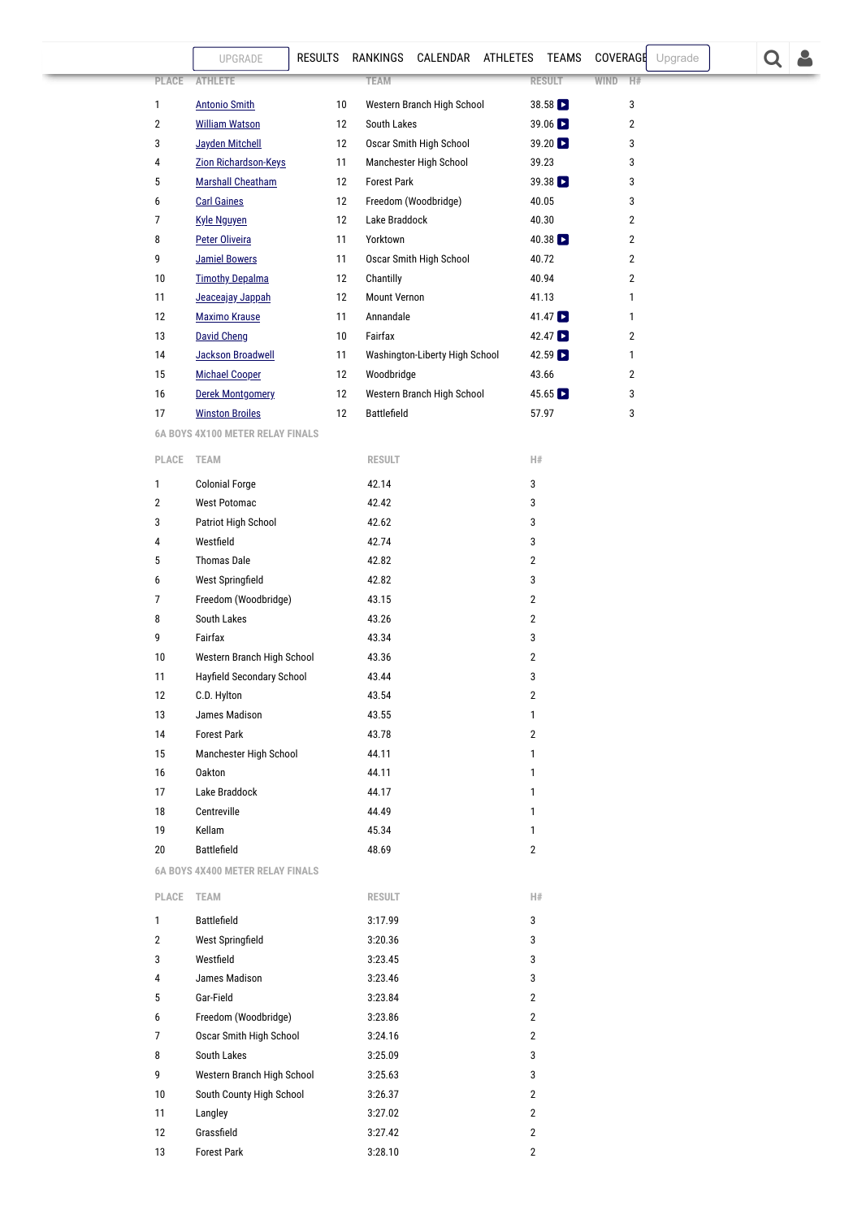| PLACE | ATHLETE | | TEAM | RESULT | WIND | H# |
|---|---|---|---|---|---|---|
| 1 | Antonio Smith | 10 | Western Branch High School | 38.58 | | 3 |
| 2 | William Watson | 12 | South Lakes | 39.06 | | 2 |
| 3 | Jayden Mitchell | 12 | Oscar Smith High School | 39.20 | | 3 |
| 4 | Zion Richardson-Keys | 11 | Manchester High School | 39.23 | | 3 |
| 5 | Marshall Cheatham | 12 | Forest Park | 39.38 | | 3 |
| 6 | Carl Gaines | 12 | Freedom (Woodbridge) | 40.05 | | 3 |
| 7 | Kyle Nguyen | 12 | Lake Braddock | 40.30 | | 2 |
| 8 | Peter Oliveira | 11 | Yorktown | 40.38 | | 2 |
| 9 | Jamiel Bowers | 11 | Oscar Smith High School | 40.72 | | 2 |
| 10 | Timothy Depalma | 12 | Chantilly | 40.94 | | 2 |
| 11 | Jeaceajay Jappah | 12 | Mount Vernon | 41.13 | | 1 |
| 12 | Maximo Krause | 11 | Annandale | 41.47 | | 1 |
| 13 | David Cheng | 10 | Fairfax | 42.47 | | 2 |
| 14 | Jackson Broadwell | 11 | Washington-Liberty High School | 42.59 | | 1 |
| 15 | Michael Cooper | 12 | Woodbridge | 43.66 | | 2 |
| 16 | Derek Montgomery | 12 | Western Branch High School | 45.65 | | 3 |
| 17 | Winston Broiles | 12 | Battlefield | 57.97 | | 3 |

### 6A BOYS 4X100 METER RELAY FINALS

| PLACE | TEAM | RESULT | H# |
|---|---|---|---|
| 1 | Colonial Forge | 42.14 | 3 |
| 2 | West Potomac | 42.42 | 3 |
| 3 | Patriot High School | 42.62 | 3 |
| 4 | Westfield | 42.74 | 3 |
| 5 | Thomas Dale | 42.82 | 2 |
| 6 | West Springfield | 42.82 | 3 |
| 7 | Freedom (Woodbridge) | 43.15 | 2 |
| 8 | South Lakes | 43.26 | 2 |
| 9 | Fairfax | 43.34 | 3 |
| 10 | Western Branch High School | 43.36 | 2 |
| 11 | Hayfield Secondary School | 43.44 | 3 |
| 12 | C.D. Hylton | 43.54 | 2 |
| 13 | James Madison | 43.55 | 1 |
| 14 | Forest Park | 43.78 | 2 |
| 15 | Manchester High School | 44.11 | 1 |
| 16 | Oakton | 44.11 | 1 |
| 17 | Lake Braddock | 44.17 | 1 |
| 18 | Centreville | 44.49 | 1 |
| 19 | Kellam | 45.34 | 1 |
| 20 | Battlefield | 48.69 | 2 |

### 6A BOYS 4X400 METER RELAY FINALS

| PLACE | TEAM | RESULT | H# |
|---|---|---|---|
| 1 | Battlefield | 3:17.99 | 3 |
| 2 | West Springfield | 3:20.36 | 3 |
| 3 | Westfield | 3:23.45 | 3 |
| 4 | James Madison | 3:23.46 | 3 |
| 5 | Gar-Field | 3:23.84 | 2 |
| 6 | Freedom (Woodbridge) | 3:23.86 | 2 |
| 7 | Oscar Smith High School | 3:24.16 | 2 |
| 8 | South Lakes | 3:25.09 | 3 |
| 9 | Western Branch High School | 3:25.63 | 3 |
| 10 | South County High School | 3:26.37 | 2 |
| 11 | Langley | 3:27.02 | 2 |
| 12 | Grassfield | 3:27.42 | 2 |
| 13 | Forest Park | 3:28.10 | 2 |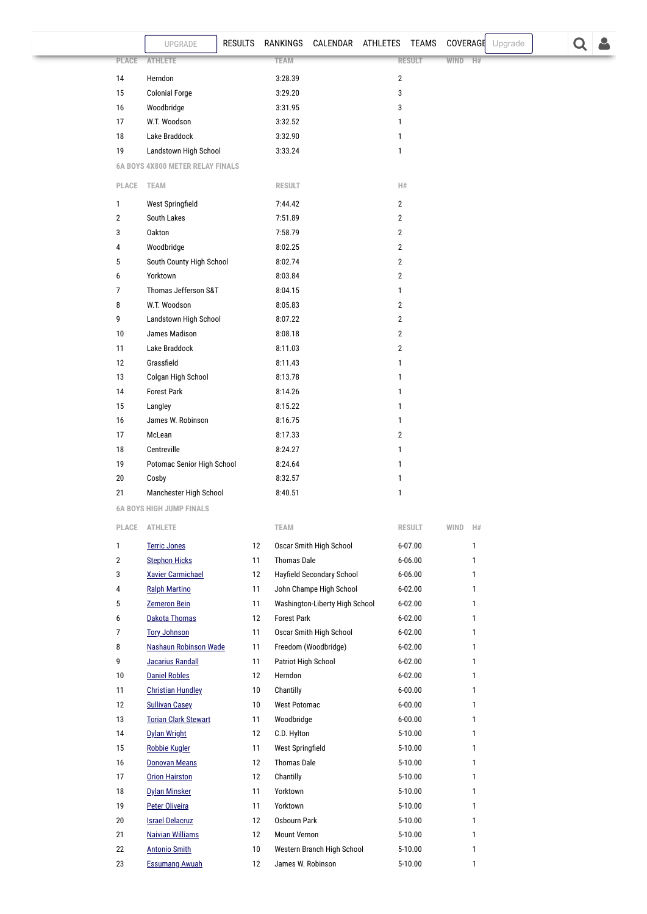| PLACE | ATHLETE | TEAM | RESULT | WIND | H# |
|---|---|---|---|---|---|
| 14 | Herndon | 3:28.39 | 2 | | |
| 15 | Colonial Forge | 3:29.20 | 3 | | |
| 16 | Woodbridge | 3:31.95 | 3 | | |
| 17 | W.T. Woodson | 3:32.52 | 1 | | |
| 18 | Lake Braddock | 3:32.90 | 1 | | |
| 19 | Landstown High School | 3:33.24 | 1 | | |

### 6A BOYS 4X800 METER RELAY FINALS

| PLACE | TEAM | RESULT | H# |
|---|---|---|---|
| 1 | West Springfield | 7:44.42 | 2 |
| 2 | South Lakes | 7:51.89 | 2 |
| 3 | Oakton | 7:58.79 | 2 |
| 4 | Woodbridge | 8:02.25 | 2 |
| 5 | South County High School | 8:02.74 | 2 |
| 6 | Yorktown | 8:03.84 | 2 |
| 7 | Thomas Jefferson S&T | 8:04.15 | 1 |
| 8 | W.T. Woodson | 8:05.83 | 2 |
| 9 | Landstown High School | 8:07.22 | 2 |
| 10 | James Madison | 8:08.18 | 2 |
| 11 | Lake Braddock | 8:11.03 | 2 |
| 12 | Grassfield | 8:11.43 | 1 |
| 13 | Colgan High School | 8:13.78 | 1 |
| 14 | Forest Park | 8:14.26 | 1 |
| 15 | Langley | 8:15.22 | 1 |
| 16 | James W. Robinson | 8:16.75 | 1 |
| 17 | McLean | 8:17.33 | 2 |
| 18 | Centreville | 8:24.27 | 1 |
| 19 | Potomac Senior High School | 8:24.64 | 1 |
| 20 | Cosby | 8:32.57 | 1 |
| 21 | Manchester High School | 8:40.51 | 1 |

### 6A BOYS HIGH JUMP FINALS

| PLACE | ATHLETE | | TEAM | RESULT | WIND | H# |
|---|---|---|---|---|---|---|
| 1 | Terric Jones | 12 | Oscar Smith High School | 6-07.00 | | 1 |
| 2 | Stephon Hicks | 11 | Thomas Dale | 6-06.00 | | 1 |
| 3 | Xavier Carmichael | 12 | Hayfield Secondary School | 6-06.00 | | 1 |
| 4 | Ralph Martino | 11 | John Champe High School | 6-02.00 | | 1 |
| 5 | Zemeron Bein | 11 | Washington-Liberty High School | 6-02.00 | | 1 |
| 6 | Dakota Thomas | 12 | Forest Park | 6-02.00 | | 1 |
| 7 | Tory Johnson | 11 | Oscar Smith High School | 6-02.00 | | 1 |
| 8 | Nashaun Robinson Wade | 11 | Freedom (Woodbridge) | 6-02.00 | | 1 |
| 9 | Jacarius Randall | 11 | Patriot High School | 6-02.00 | | 1 |
| 10 | Daniel Robles | 12 | Herndon | 6-02.00 | | 1 |
| 11 | Christian Hundley | 10 | Chantilly | 6-00.00 | | 1 |
| 12 | Sullivan Casey | 10 | West Potomac | 6-00.00 | | 1 |
| 13 | Torian Clark Stewart | 11 | Woodbridge | 6-00.00 | | 1 |
| 14 | Dylan Wright | 12 | C.D. Hylton | 5-10.00 | | 1 |
| 15 | Robbie Kugler | 11 | West Springfield | 5-10.00 | | 1 |
| 16 | Donovan Means | 12 | Thomas Dale | 5-10.00 | | 1 |
| 17 | Orion Hairston | 12 | Chantilly | 5-10.00 | | 1 |
| 18 | Dylan Minsker | 11 | Yorktown | 5-10.00 | | 1 |
| 19 | Peter Oliveira | 11 | Yorktown | 5-10.00 | | 1 |
| 20 | Israel Delacruz | 12 | Osbourn Park | 5-10.00 | | 1 |
| 21 | Naivian Williams | 12 | Mount Vernon | 5-10.00 | | 1 |
| 22 | Antonio Smith | 10 | Western Branch High School | 5-10.00 | | 1 |
| 23 | Essumang Awuah | 12 | James W. Robinson | 5-10.00 | | 1 |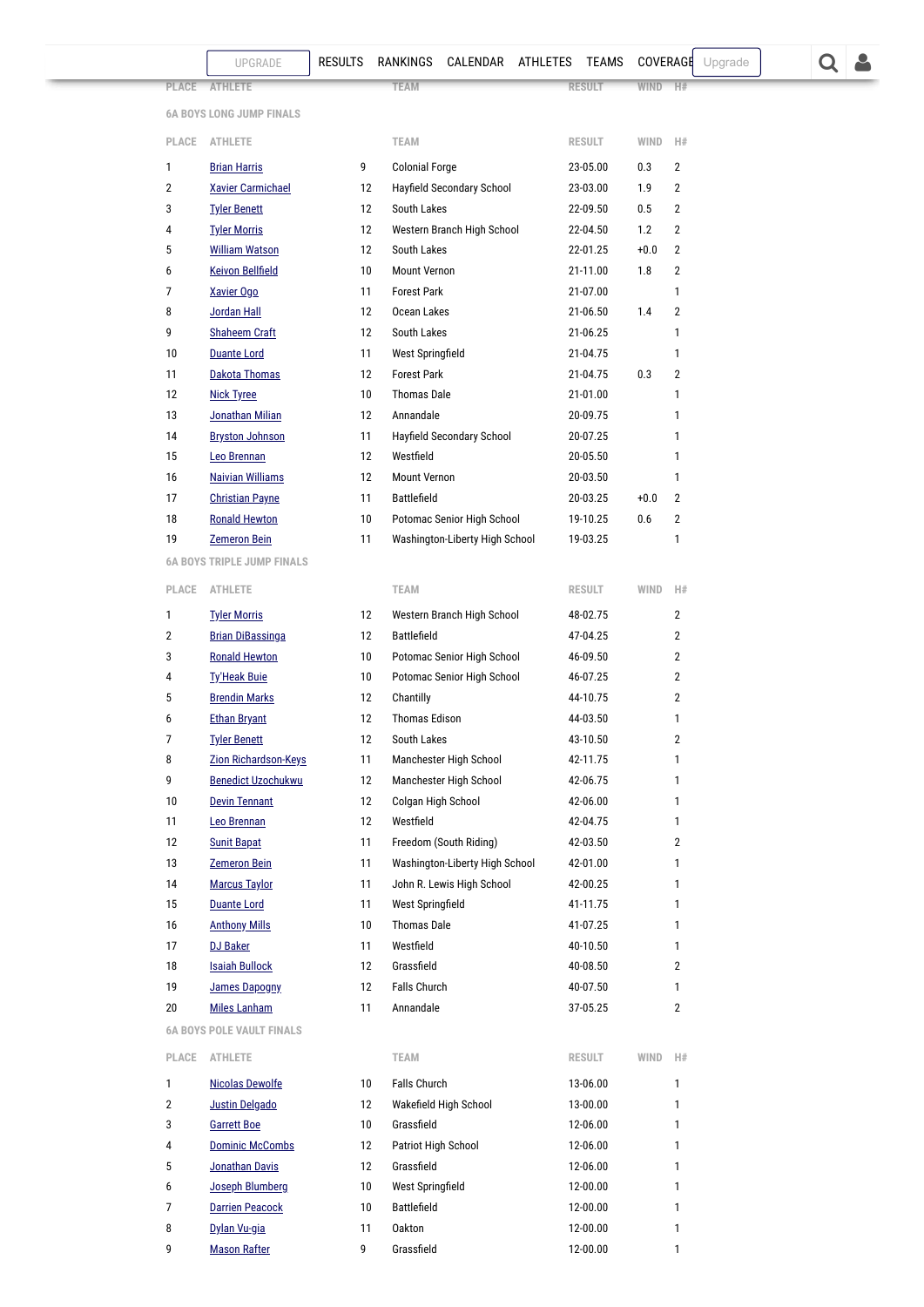## 6A BOYS LONG JUMP FINALS

| PLACE | ATHLETE | | TEAM | RESULT | WIND | H# |
|---|---|---|---|---|---|---|
| 1 | Brian Harris | 9 | Colonial Forge | 23-05.00 | 0.3 | 2 |
| 2 | Xavier Carmichael | 12 | Hayfield Secondary School | 23-03.00 | 1.9 | 2 |
| 3 | Tyler Benett | 12 | South Lakes | 22-09.50 | 0.5 | 2 |
| 4 | Tyler Morris | 12 | Western Branch High School | 22-04.50 | 1.2 | 2 |
| 5 | William Watson | 12 | South Lakes | 22-01.25 | +0.0 | 2 |
| 6 | Keivon Bellfield | 10 | Mount Vernon | 21-11.00 | 1.8 | 2 |
| 7 | Xavier Ogo | 11 | Forest Park | 21-07.00 | | 1 |
| 8 | Jordan Hall | 12 | Ocean Lakes | 21-06.50 | 1.4 | 2 |
| 9 | Shaheem Craft | 12 | South Lakes | 21-06.25 | | 1 |
| 10 | Duante Lord | 11 | West Springfield | 21-04.75 | | 1 |
| 11 | Dakota Thomas | 12 | Forest Park | 21-04.75 | 0.3 | 2 |
| 12 | Nick Tyree | 10 | Thomas Dale | 21-01.00 | | 1 |
| 13 | Jonathan Milian | 12 | Annandale | 20-09.75 | | 1 |
| 14 | Bryston Johnson | 11 | Hayfield Secondary School | 20-07.25 | | 1 |
| 15 | Leo Brennan | 12 | Westfield | 20-05.50 | | 1 |
| 16 | Naivian Williams | 12 | Mount Vernon | 20-03.50 | | 1 |
| 17 | Christian Payne | 11 | Battlefield | 20-03.25 | +0.0 | 2 |
| 18 | Ronald Hewton | 10 | Potomac Senior High School | 19-10.25 | 0.6 | 2 |
| 19 | Zemeron Bein | 11 | Washington-Liberty High School | 19-03.25 | | 1 |

## 6A BOYS TRIPLE JUMP FINALS

| PLACE | ATHLETE | | TEAM | RESULT | WIND | H# |
|---|---|---|---|---|---|---|
| 1 | Tyler Morris | 12 | Western Branch High School | 48-02.75 | | 2 |
| 2 | Brian DiBassinga | 12 | Battlefield | 47-04.25 | | 2 |
| 3 | Ronald Hewton | 10 | Potomac Senior High School | 46-09.50 | | 2 |
| 4 | Ty'Heak Buie | 10 | Potomac Senior High School | 46-07.25 | | 2 |
| 5 | Brendin Marks | 12 | Chantilly | 44-10.75 | | 2 |
| 6 | Ethan Bryant | 12 | Thomas Edison | 44-03.50 | | 1 |
| 7 | Tyler Benett | 12 | South Lakes | 43-10.50 | | 2 |
| 8 | Zion Richardson-Keys | 11 | Manchester High School | 42-11.75 | | 1 |
| 9 | Benedict Uzochukwu | 12 | Manchester High School | 42-06.75 | | 1 |
| 10 | Devin Tennant | 12 | Colgan High School | 42-06.00 | | 1 |
| 11 | Leo Brennan | 12 | Westfield | 42-04.75 | | 1 |
| 12 | Sunit Bapat | 11 | Freedom (South Riding) | 42-03.50 | | 2 |
| 13 | Zemeron Bein | 11 | Washington-Liberty High School | 42-01.00 | | 1 |
| 14 | Marcus Taylor | 11 | John R. Lewis High School | 42-00.25 | | 1 |
| 15 | Duante Lord | 11 | West Springfield | 41-11.75 | | 1 |
| 16 | Anthony Mills | 10 | Thomas Dale | 41-07.25 | | 1 |
| 17 | DJ Baker | 11 | Westfield | 40-10.50 | | 1 |
| 18 | Isaiah Bullock | 12 | Grassfield | 40-08.50 | | 2 |
| 19 | James Dapogny | 12 | Falls Church | 40-07.50 | | 1 |
| 20 | Miles Lanham | 11 | Annandale | 37-05.25 | | 2 |

## 6A BOYS POLE VAULT FINALS

| PLACE | ATHLETE | | TEAM | RESULT | WIND | H# |
|---|---|---|---|---|---|---|
| 1 | Nicolas Dewolfe | 10 | Falls Church | 13-06.00 | | 1 |
| 2 | Justin Delgado | 12 | Wakefield High School | 13-00.00 | | 1 |
| 3 | Garrett Boe | 10 | Grassfield | 12-06.00 | | 1 |
| 4 | Dominic McCombs | 12 | Patriot High School | 12-06.00 | | 1 |
| 5 | Jonathan Davis | 12 | Grassfield | 12-06.00 | | 1 |
| 6 | Joseph Blumberg | 10 | West Springfield | 12-00.00 | | 1 |
| 7 | Darrien Peacock | 10 | Battlefield | 12-00.00 | | 1 |
| 8 | Dylan Vu-gia | 11 | Oakton | 12-00.00 | | 1 |
| 9 | Mason Rafter | 9 | Grassfield | 12-00.00 | | 1 |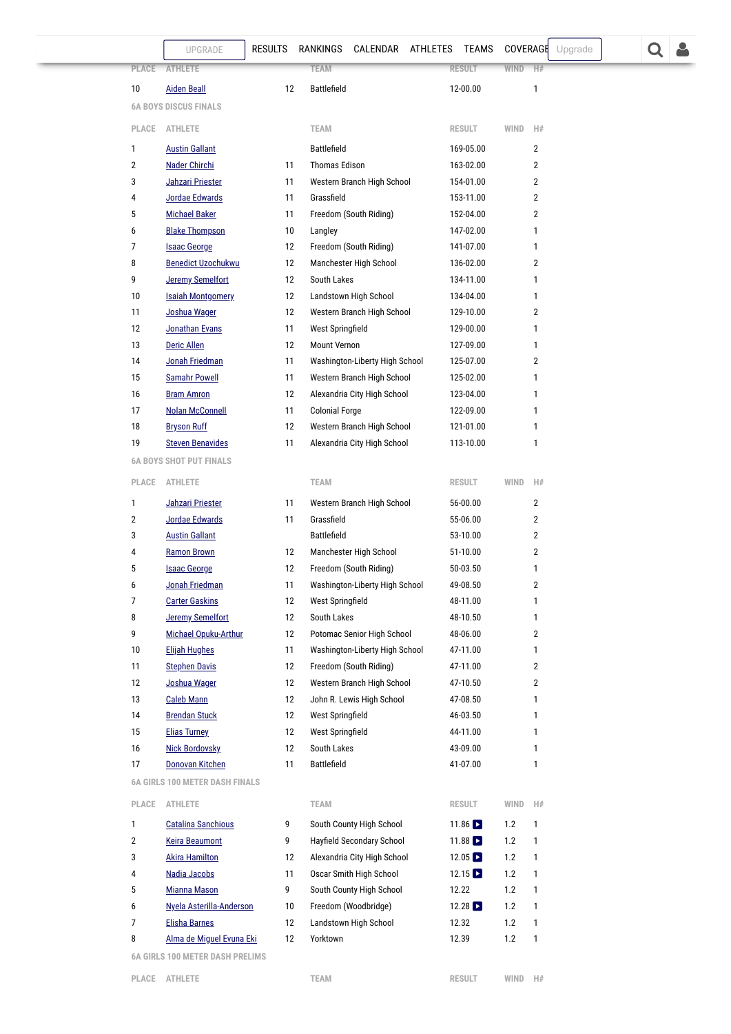| PLACE | ATHLETE | | TEAM | RESULT | WIND | H# |
|---|---|---|---|---|---|---|
| 10 | Aiden Beall | 12 | Battlefield | 12-00.00 | | 1 |

6A BOYS DISCUS FINALS

| PLACE | ATHLETE | | TEAM | RESULT | WIND | H# |
|---|---|---|---|---|---|---|
| 1 | Austin Gallant | | Battlefield | 169-05.00 | | 2 |
| 2 | Nader Chirchi | 11 | Thomas Edison | 163-02.00 | | 2 |
| 3 | Jahzari Priester | 11 | Western Branch High School | 154-01.00 | | 2 |
| 4 | Jordae Edwards | 11 | Grassfield | 153-11.00 | | 2 |
| 5 | Michael Baker | 11 | Freedom (South Riding) | 152-04.00 | | 2 |
| 6 | Blake Thompson | 10 | Langley | 147-02.00 | | 1 |
| 7 | Isaac George | 12 | Freedom (South Riding) | 141-07.00 | | 1 |
| 8 | Benedict Uzochukwu | 12 | Manchester High School | 136-02.00 | | 2 |
| 9 | Jeremy Semelfort | 12 | South Lakes | 134-11.00 | | 1 |
| 10 | Isaiah Montgomery | 12 | Landstown High School | 134-04.00 | | 1 |
| 11 | Joshua Wager | 12 | Western Branch High School | 129-10.00 | | 2 |
| 12 | Jonathan Evans | 11 | West Springfield | 129-00.00 | | 1 |
| 13 | Deric Allen | 12 | Mount Vernon | 127-09.00 | | 1 |
| 14 | Jonah Friedman | 11 | Washington-Liberty High School | 125-07.00 | | 2 |
| 15 | Samahr Powell | 11 | Western Branch High School | 125-02.00 | | 1 |
| 16 | Bram Amron | 12 | Alexandria City High School | 123-04.00 | | 1 |
| 17 | Nolan McConnell | 11 | Colonial Forge | 122-09.00 | | 1 |
| 18 | Bryson Ruff | 12 | Western Branch High School | 121-01.00 | | 1 |
| 19 | Steven Benavides | 11 | Alexandria City High School | 113-10.00 | | 1 |

6A BOYS SHOT PUT FINALS

| PLACE | ATHLETE | | TEAM | RESULT | WIND | H# |
|---|---|---|---|---|---|---|
| 1 | Jahzari Priester | 11 | Western Branch High School | 56-00.00 | | 2 |
| 2 | Jordae Edwards | 11 | Grassfield | 55-06.00 | | 2 |
| 3 | Austin Gallant | | Battlefield | 53-10.00 | | 2 |
| 4 | Ramon Brown | 12 | Manchester High School | 51-10.00 | | 2 |
| 5 | Isaac George | 12 | Freedom (South Riding) | 50-03.50 | | 1 |
| 6 | Jonah Friedman | 11 | Washington-Liberty High School | 49-08.50 | | 2 |
| 7 | Carter Gaskins | 12 | West Springfield | 48-11.00 | | 1 |
| 8 | Jeremy Semelfort | 12 | South Lakes | 48-10.50 | | 1 |
| 9 | Michael Opuku-Arthur | 12 | Potomac Senior High School | 48-06.00 | | 2 |
| 10 | Elijah Hughes | 11 | Washington-Liberty High School | 47-11.00 | | 1 |
| 11 | Stephen Davis | 12 | Freedom (South Riding) | 47-11.00 | | 2 |
| 12 | Joshua Wager | 12 | Western Branch High School | 47-10.50 | | 2 |
| 13 | Caleb Mann | 12 | John R. Lewis High School | 47-08.50 | | 1 |
| 14 | Brendan Stuck | 12 | West Springfield | 46-03.50 | | 1 |
| 15 | Elias Turney | 12 | West Springfield | 44-11.00 | | 1 |
| 16 | Nick Bordovsky | 12 | South Lakes | 43-09.00 | | 1 |
| 17 | Donovan Kitchen | 11 | Battlefield | 41-07.00 | | 1 |

6A GIRLS 100 METER DASH FINALS

| PLACE | ATHLETE | | TEAM | RESULT | WIND | H# |
|---|---|---|---|---|---|---|
| 1 | Catalina Sanchious | 9 | South County High School | 11.86 | 1.2 | 1 |
| 2 | Keira Beaumont | 9 | Hayfield Secondary School | 11.88 | 1.2 | 1 |
| 3 | Akira Hamilton | 12 | Alexandria City High School | 12.05 | 1.2 | 1 |
| 4 | Nadia Jacobs | 11 | Oscar Smith High School | 12.15 | 1.2 | 1 |
| 5 | Mianna Mason | 9 | South County High School | 12.22 | 1.2 | 1 |
| 6 | Nyela Asterilla-Anderson | 10 | Freedom (Woodbridge) | 12.28 | 1.2 | 1 |
| 7 | Elisha Barnes | 12 | Landstown High School | 12.32 | 1.2 | 1 |
| 8 | Alma de Miguel Evuna Eki | 12 | Yorktown | 12.39 | 1.2 | 1 |

6A GIRLS 100 METER DASH PRELIMS

| PLACE | ATHLETE | | TEAM | RESULT | WIND | H# |
|---|---|---|---|---|---|---|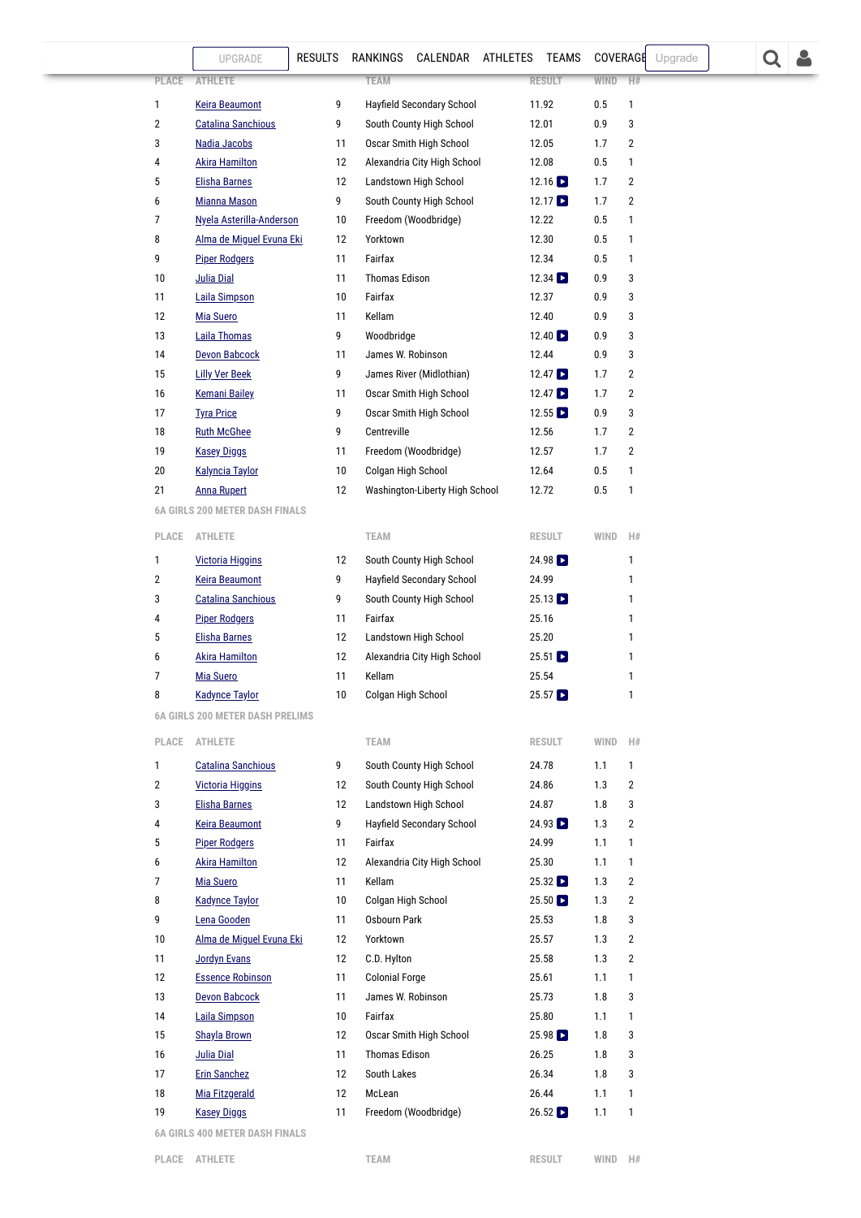UPGRADE RESULTS RANKINGS CALENDAR ATHLETES TEAMS COVERAGE Upgrade

| PLACE | ATHLETE | | TEAM | RESULT | WIND | H# |
|---|---|---|---|---|---|---|
| 1 | Keira Beaumont | 9 | Hayfield Secondary School | 11.92 | 0.5 | 1 |
| 2 | Catalina Sanchious | 9 | South County High School | 12.01 | 0.9 | 3 |
| 3 | Nadia Jacobs | 11 | Oscar Smith High School | 12.05 | 1.7 | 2 |
| 4 | Akira Hamilton | 12 | Alexandria City High School | 12.08 | 0.5 | 1 |
| 5 | Elisha Barnes | 12 | Landstown High School | 12.16 | 1.7 | 2 |
| 6 | Mianna Mason | 9 | South County High School | 12.17 | 1.7 | 2 |
| 7 | Nyela Asterilla-Anderson | 10 | Freedom (Woodbridge) | 12.22 | 0.5 | 1 |
| 8 | Alma de Miguel Evuna Eki | 12 | Yorktown | 12.30 | 0.5 | 1 |
| 9 | Piper Rodgers | 11 | Fairfax | 12.34 | 0.5 | 1 |
| 10 | Julia Dial | 11 | Thomas Edison | 12.34 | 0.9 | 3 |
| 11 | Laila Simpson | 10 | Fairfax | 12.37 | 0.9 | 3 |
| 12 | Mia Suero | 11 | Kellam | 12.40 | 0.9 | 3 |
| 13 | Laila Thomas | 9 | Woodbridge | 12.40 | 0.9 | 3 |
| 14 | Devon Babcock | 11 | James W. Robinson | 12.44 | 0.9 | 3 |
| 15 | Lilly Ver Beek | 9 | James River (Midlothian) | 12.47 | 1.7 | 2 |
| 16 | Kemani Bailey | 11 | Oscar Smith High School | 12.47 | 1.7 | 2 |
| 17 | Tyra Price | 9 | Oscar Smith High School | 12.55 | 0.9 | 3 |
| 18 | Ruth McGhee | 9 | Centreville | 12.56 | 1.7 | 2 |
| 19 | Kasey Diggs | 11 | Freedom (Woodbridge) | 12.57 | 1.7 | 2 |
| 20 | Kalyncia Taylor | 10 | Colgan High School | 12.64 | 0.5 | 1 |
| 21 | Anna Rupert | 12 | Washington-Liberty High School | 12.72 | 0.5 | 1 |

6A GIRLS 200 METER DASH FINALS

| PLACE | ATHLETE | | TEAM | RESULT | WIND | H# |
|---|---|---|---|---|---|---|
| 1 | Victoria Higgins | 12 | South County High School | 24.98 | | 1 |
| 2 | Keira Beaumont | 9 | Hayfield Secondary School | 24.99 | | 1 |
| 3 | Catalina Sanchious | 9 | South County High School | 25.13 | | 1 |
| 4 | Piper Rodgers | 11 | Fairfax | 25.16 | | 1 |
| 5 | Elisha Barnes | 12 | Landstown High School | 25.20 | | 1 |
| 6 | Akira Hamilton | 12 | Alexandria City High School | 25.51 | | 1 |
| 7 | Mia Suero | 11 | Kellam | 25.54 | | 1 |
| 8 | Kadynce Taylor | 10 | Colgan High School | 25.57 | | 1 |

6A GIRLS 200 METER DASH PRELIMS

| PLACE | ATHLETE | | TEAM | RESULT | WIND | H# |
|---|---|---|---|---|---|---|
| 1 | Catalina Sanchious | 9 | South County High School | 24.78 | 1.1 | 1 |
| 2 | Victoria Higgins | 12 | South County High School | 24.86 | 1.3 | 2 |
| 3 | Elisha Barnes | 12 | Landstown High School | 24.87 | 1.8 | 3 |
| 4 | Keira Beaumont | 9 | Hayfield Secondary School | 24.93 | 1.3 | 2 |
| 5 | Piper Rodgers | 11 | Fairfax | 24.99 | 1.1 | 1 |
| 6 | Akira Hamilton | 12 | Alexandria City High School | 25.30 | 1.1 | 1 |
| 7 | Mia Suero | 11 | Kellam | 25.32 | 1.3 | 2 |
| 8 | Kadynce Taylor | 10 | Colgan High School | 25.50 | 1.3 | 2 |
| 9 | Lena Gooden | 11 | Osbourn Park | 25.53 | 1.8 | 3 |
| 10 | Alma de Miguel Evuna Eki | 12 | Yorktown | 25.57 | 1.3 | 2 |
| 11 | Jordyn Evans | 12 | C.D. Hylton | 25.58 | 1.3 | 2 |
| 12 | Essence Robinson | 11 | Colonial Forge | 25.61 | 1.1 | 1 |
| 13 | Devon Babcock | 11 | James W. Robinson | 25.73 | 1.8 | 3 |
| 14 | Laila Simpson | 10 | Fairfax | 25.80 | 1.1 | 1 |
| 15 | Shayla Brown | 12 | Oscar Smith High School | 25.98 | 1.8 | 3 |
| 16 | Julia Dial | 11 | Thomas Edison | 26.25 | 1.8 | 3 |
| 17 | Erin Sanchez | 12 | South Lakes | 26.34 | 1.8 | 3 |
| 18 | Mia Fitzgerald | 12 | McLean | 26.44 | 1.1 | 1 |
| 19 | Kasey Diggs | 11 | Freedom (Woodbridge) | 26.52 | 1.1 | 1 |

6A GIRLS 400 METER DASH FINALS

| PLACE | ATHLETE | | TEAM | RESULT | WIND | H# |
|---|---|---|---|---|---|---|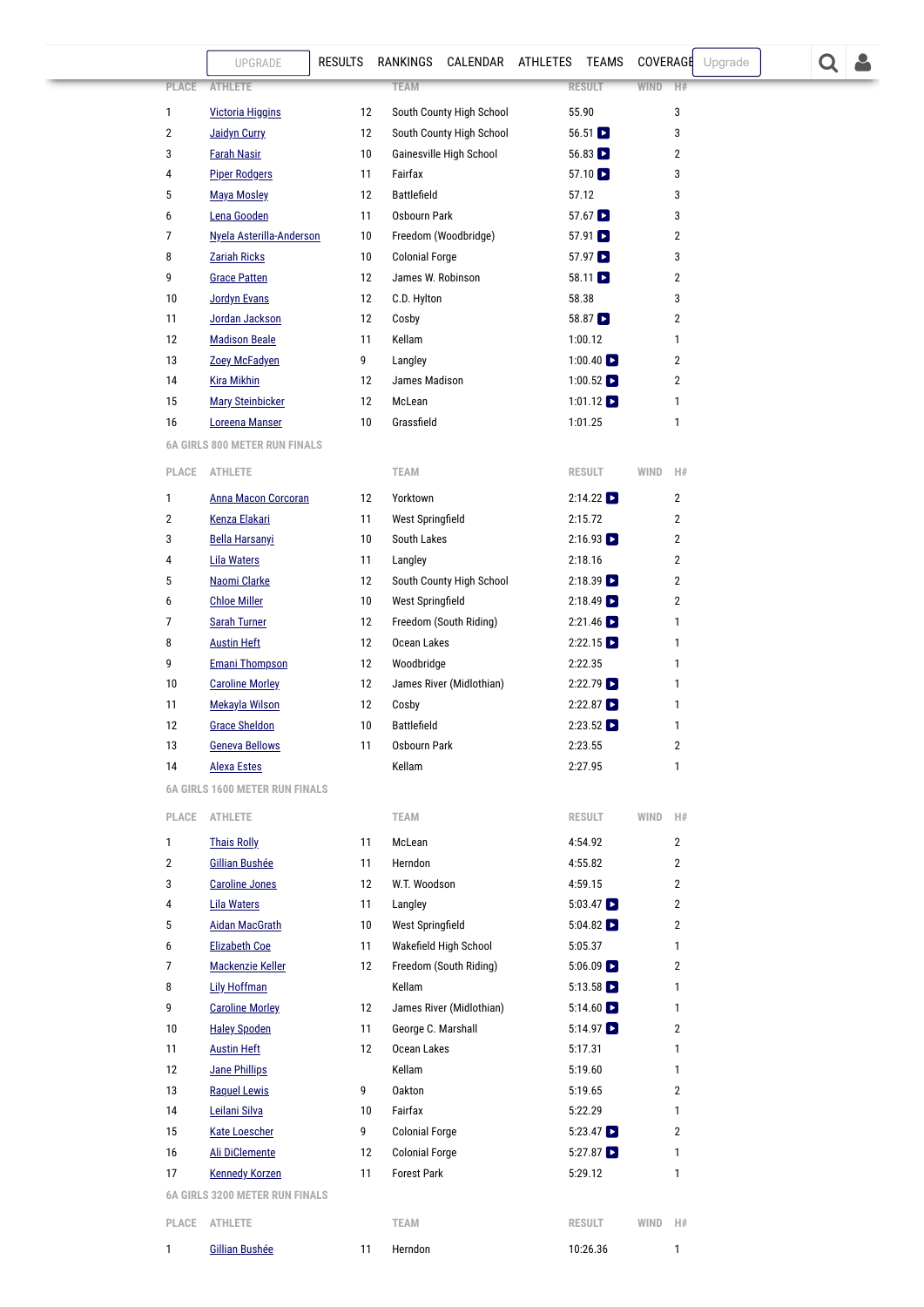| PLACE | ATHLETE | | TEAM | RESULT | WIND | H# |
|---|---|---|---|---|---|---|
| 1 | Victoria Higgins | 12 | South County High School | 55.90 | | 3 |
| 2 | Jaidyn Curry | 12 | South County High School | 56.51 | | 3 |
| 3 | Farah Nasir | 10 | Gainesville High School | 56.83 | | 2 |
| 4 | Piper Rodgers | 11 | Fairfax | 57.10 | | 3 |
| 5 | Maya Mosley | 12 | Battlefield | 57.12 | | 3 |
| 6 | Lena Gooden | 11 | Osbourn Park | 57.67 | | 3 |
| 7 | Nyela Asterilla-Anderson | 10 | Freedom (Woodbridge) | 57.91 | | 2 |
| 8 | Zariah Ricks | 10 | Colonial Forge | 57.97 | | 3 |
| 9 | Grace Patten | 12 | James W. Robinson | 58.11 | | 2 |
| 10 | Jordyn Evans | 12 | C.D. Hylton | 58.38 | | 3 |
| 11 | Jordan Jackson | 12 | Cosby | 58.87 | | 2 |
| 12 | Madison Beale | 11 | Kellam | 1:00.12 | | 1 |
| 13 | Zoey McFadyen | 9 | Langley | 1:00.40 | | 2 |
| 14 | Kira Mikhin | 12 | James Madison | 1:00.52 | | 2 |
| 15 | Mary Steinbicker | 12 | McLean | 1:01.12 | | 1 |
| 16 | Loreena Manser | 10 | Grassfield | 1:01.25 | | 1 |

## 6A GIRLS 800 METER RUN FINALS

| PLACE | ATHLETE | | TEAM | RESULT | WIND | H# |
|---|---|---|---|---|---|---|
| 1 | Anna Macon Corcoran | 12 | Yorktown | 2:14.22 | | 2 |
| 2 | Kenza Elakari | 11 | West Springfield | 2:15.72 | | 2 |
| 3 | Bella Harsanyi | 10 | South Lakes | 2:16.93 | | 2 |
| 4 | Lila Waters | 11 | Langley | 2:18.16 | | 2 |
| 5 | Naomi Clarke | 12 | South County High School | 2:18.39 | | 2 |
| 6 | Chloe Miller | 10 | West Springfield | 2:18.49 | | 2 |
| 7 | Sarah Turner | 12 | Freedom (South Riding) | 2:21.46 | | 1 |
| 8 | Austin Heft | 12 | Ocean Lakes | 2:22.15 | | 1 |
| 9 | Emani Thompson | 12 | Woodbridge | 2:22.35 | | 1 |
| 10 | Caroline Morley | 12 | James River (Midlothian) | 2:22.79 | | 1 |
| 11 | Mekayla Wilson | 12 | Cosby | 2:22.87 | | 1 |
| 12 | Grace Sheldon | 10 | Battlefield | 2:23.52 | | 1 |
| 13 | Geneva Bellows | 11 | Osbourn Park | 2:23.55 | | 2 |
| 14 | Alexa Estes | | Kellam | 2:27.95 | | 1 |

## 6A GIRLS 1600 METER RUN FINALS

| PLACE | ATHLETE | | TEAM | RESULT | WIND | H# |
|---|---|---|---|---|---|---|
| 1 | Thais Rolly | 11 | McLean | 4:54.92 | | 2 |
| 2 | Gillian Bushée | 11 | Herndon | 4:55.82 | | 2 |
| 3 | Caroline Jones | 12 | W.T. Woodson | 4:59.15 | | 2 |
| 4 | Lila Waters | 11 | Langley | 5:03.47 | | 2 |
| 5 | Aidan MacGrath | 10 | West Springfield | 5:04.82 | | 2 |
| 6 | Elizabeth Coe | 11 | Wakefield High School | 5:05.37 | | 1 |
| 7 | Mackenzie Keller | 12 | Freedom (South Riding) | 5:06.09 | | 2 |
| 8 | Lily Hoffman | | Kellam | 5:13.58 | | 1 |
| 9 | Caroline Morley | 12 | James River (Midlothian) | 5:14.60 | | 1 |
| 10 | Haley Spoden | 11 | George C. Marshall | 5:14.97 | | 2 |
| 11 | Austin Heft | 12 | Ocean Lakes | 5:17.31 | | 1 |
| 12 | Jane Phillips | | Kellam | 5:19.60 | | 1 |
| 13 | Raquel Lewis | 9 | Oakton | 5:19.65 | | 2 |
| 14 | Leilani Silva | 10 | Fairfax | 5:22.29 | | 1 |
| 15 | Kate Loescher | 9 | Colonial Forge | 5:23.47 | | 2 |
| 16 | Ali DiClemente | 12 | Colonial Forge | 5:27.87 | | 1 |
| 17 | Kennedy Korzen | 11 | Forest Park | 5:29.12 | | 1 |

## 6A GIRLS 3200 METER RUN FINALS

| PLACE | ATHLETE | | TEAM | RESULT | WIND | H# |
|---|---|---|---|---|---|---|
| 1 | Gillian Bushée | 11 | Herndon | 10:26.36 | | 1 |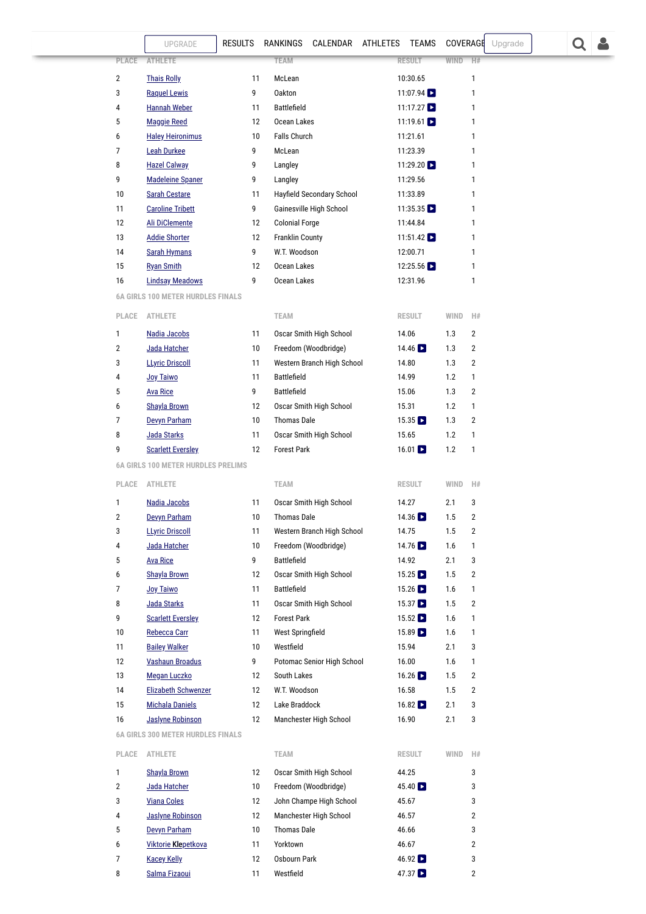| PLACE | ATHLETE | | TEAM | RESULT | WIND | H# |
|---|---|---|---|---|---|---|
| 2 | Thais Rolly | 11 | McLean | 10:30.65 | | 1 |
| 3 | Raquel Lewis | 9 | Oakton | 11:07.94 | | 1 |
| 4 | Hannah Weber | 11 | Battlefield | 11:17.27 | | 1 |
| 5 | Maggie Reed | 12 | Ocean Lakes | 11:19.61 | | 1 |
| 6 | Haley Heironimus | 10 | Falls Church | 11:21.61 | | 1 |
| 7 | Leah Durkee | 9 | McLean | 11:23.39 | | 1 |
| 8 | Hazel Calway | 9 | Langley | 11:29.20 | | 1 |
| 9 | Madeleine Spaner | 9 | Langley | 11:29.56 | | 1 |
| 10 | Sarah Cestare | 11 | Hayfield Secondary School | 11:33.89 | | 1 |
| 11 | Caroline Tribett | 9 | Gainesville High School | 11:35.35 | | 1 |
| 12 | Ali DiClemente | 12 | Colonial Forge | 11:44.84 | | 1 |
| 13 | Addie Shorter | 12 | Franklin County | 11:51.42 | | 1 |
| 14 | Sarah Hymans | 9 | W.T. Woodson | 12:00.71 | | 1 |
| 15 | Ryan Smith | 12 | Ocean Lakes | 12:25.56 | | 1 |
| 16 | Lindsay Meadows | 9 | Ocean Lakes | 12:31.96 | | 1 |

### 6A GIRLS 100 METER HURDLES FINALS

| PLACE | ATHLETE | | TEAM | RESULT | WIND | H# |
|---|---|---|---|---|---|---|
| 1 | Nadia Jacobs | 11 | Oscar Smith High School | 14.06 | 1.3 | 2 |
| 2 | Jada Hatcher | 10 | Freedom (Woodbridge) | 14.46 | 1.3 | 2 |
| 3 | LLyric Driscoll | 11 | Western Branch High School | 14.80 | 1.3 | 2 |
| 4 | Joy Taiwo | 11 | Battlefield | 14.99 | 1.2 | 1 |
| 5 | Ava Rice | 9 | Battlefield | 15.06 | 1.3 | 2 |
| 6 | Shayla Brown | 12 | Oscar Smith High School | 15.31 | 1.2 | 1 |
| 7 | Devyn Parham | 10 | Thomas Dale | 15.35 | 1.3 | 2 |
| 8 | Jada Starks | 11 | Oscar Smith High School | 15.65 | 1.2 | 1 |
| 9 | Scarlett Eversley | 12 | Forest Park | 16.01 | 1.2 | 1 |

### 6A GIRLS 100 METER HURDLES PRELIMS

| PLACE | ATHLETE | | TEAM | RESULT | WIND | H# |
|---|---|---|---|---|---|---|
| 1 | Nadia Jacobs | 11 | Oscar Smith High School | 14.27 | 2.1 | 3 |
| 2 | Devyn Parham | 10 | Thomas Dale | 14.36 | 1.5 | 2 |
| 3 | LLyric Driscoll | 11 | Western Branch High School | 14.75 | 1.5 | 2 |
| 4 | Jada Hatcher | 10 | Freedom (Woodbridge) | 14.76 | 1.6 | 1 |
| 5 | Ava Rice | 9 | Battlefield | 14.92 | 2.1 | 3 |
| 6 | Shayla Brown | 12 | Oscar Smith High School | 15.25 | 1.5 | 2 |
| 7 | Joy Taiwo | 11 | Battlefield | 15.26 | 1.6 | 1 |
| 8 | Jada Starks | 11 | Oscar Smith High School | 15.37 | 1.5 | 2 |
| 9 | Scarlett Eversley | 12 | Forest Park | 15.52 | 1.6 | 1 |
| 10 | Rebecca Carr | 11 | West Springfield | 15.89 | 1.6 | 1 |
| 11 | Bailey Walker | 10 | Westfield | 15.94 | 2.1 | 3 |
| 12 | Vashaun Broadus | 9 | Potomac Senior High School | 16.00 | 1.6 | 1 |
| 13 | Megan Luczko | 12 | South Lakes | 16.26 | 1.5 | 2 |
| 14 | Elizabeth Schwenzer | 12 | W.T. Woodson | 16.58 | 1.5 | 2 |
| 15 | Michala Daniels | 12 | Lake Braddock | 16.82 | 2.1 | 3 |
| 16 | Jaslyne Robinson | 12 | Manchester High School | 16.90 | 2.1 | 3 |

### 6A GIRLS 300 METER HURDLES FINALS

| PLACE | ATHLETE | | TEAM | RESULT | WIND | H# |
|---|---|---|---|---|---|---|
| 1 | Shayla Brown | 12 | Oscar Smith High School | 44.25 | | 3 |
| 2 | Jada Hatcher | 10 | Freedom (Woodbridge) | 45.40 | | 3 |
| 3 | Viana Coles | 12 | John Champe High School | 45.67 | | 3 |
| 4 | Jaslyne Robinson | 12 | Manchester High School | 46.57 | | 2 |
| 5 | Devyn Parham | 10 | Thomas Dale | 46.66 | | 3 |
| 6 | Viktorie Klepetkova | 11 | Yorktown | 46.67 | | 2 |
| 7 | Kacey Kelly | 12 | Osbourn Park | 46.92 | | 3 |
| 8 | Salma Fizaoui | 11 | Westfield | 47.37 | | 2 |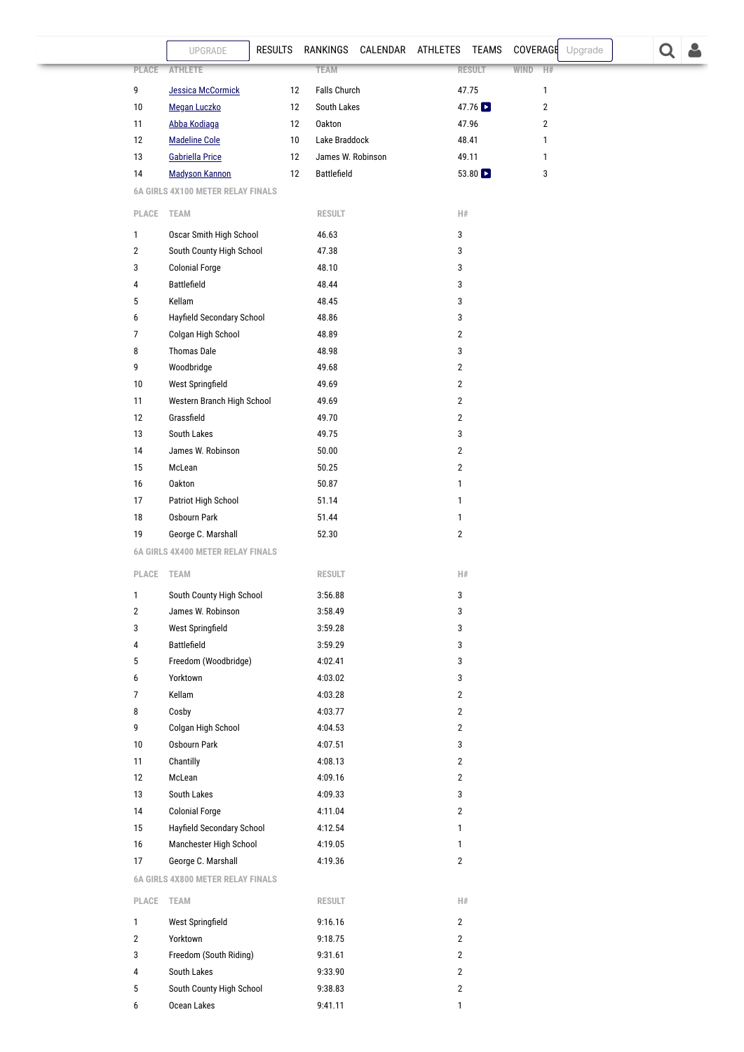| PLACE | ATHLETE | | TEAM | RESULT | WIND | H# |
|---|---|---|---|---|---|---|
| 9 | Jessica McCormick | 12 | Falls Church | 47.75 | | 1 |
| 10 | Megan Luczko | 12 | South Lakes | 47.76 | | 2 |
| 11 | Abba Kodiaga | 12 | Oakton | 47.96 | | 2 |
| 12 | Madeline Cole | 10 | Lake Braddock | 48.41 | | 1 |
| 13 | Gabriella Price | 12 | James W. Robinson | 49.11 | | 1 |
| 14 | Madyson Kannon | 12 | Battlefield | 53.80 | | 3 |

### 6A GIRLS 4X100 METER RELAY FINALS

| PLACE | TEAM | RESULT | H# |
|---|---|---|---|
| 1 | Oscar Smith High School | 46.63 | 3 |
| 2 | South County High School | 47.38 | 3 |
| 3 | Colonial Forge | 48.10 | 3 |
| 4 | Battlefield | 48.44 | 3 |
| 5 | Kellam | 48.45 | 3 |
| 6 | Hayfield Secondary School | 48.86 | 3 |
| 7 | Colgan High School | 48.89 | 2 |
| 8 | Thomas Dale | 48.98 | 3 |
| 9 | Woodbridge | 49.68 | 2 |
| 10 | West Springfield | 49.69 | 2 |
| 11 | Western Branch High School | 49.69 | 2 |
| 12 | Grassfield | 49.70 | 2 |
| 13 | South Lakes | 49.75 | 3 |
| 14 | James W. Robinson | 50.00 | 2 |
| 15 | McLean | 50.25 | 2 |
| 16 | Oakton | 50.87 | 1 |
| 17 | Patriot High School | 51.14 | 1 |
| 18 | Osbourn Park | 51.44 | 1 |
| 19 | George C. Marshall | 52.30 | 2 |

### 6A GIRLS 4X400 METER RELAY FINALS

| PLACE | TEAM | RESULT | H# |
|---|---|---|---|
| 1 | South County High School | 3:56.88 | 3 |
| 2 | James W. Robinson | 3:58.49 | 3 |
| 3 | West Springfield | 3:59.28 | 3 |
| 4 | Battlefield | 3:59.29 | 3 |
| 5 | Freedom (Woodbridge) | 4:02.41 | 3 |
| 6 | Yorktown | 4:03.02 | 3 |
| 7 | Kellam | 4:03.28 | 2 |
| 8 | Cosby | 4:03.77 | 2 |
| 9 | Colgan High School | 4:04.53 | 2 |
| 10 | Osbourn Park | 4:07.51 | 3 |
| 11 | Chantilly | 4:08.13 | 2 |
| 12 | McLean | 4:09.16 | 2 |
| 13 | South Lakes | 4:09.33 | 3 |
| 14 | Colonial Forge | 4:11.04 | 2 |
| 15 | Hayfield Secondary School | 4:12.54 | 1 |
| 16 | Manchester High School | 4:19.05 | 1 |
| 17 | George C. Marshall | 4:19.36 | 2 |

### 6A GIRLS 4X800 METER RELAY FINALS

| PLACE | TEAM | RESULT | H# |
|---|---|---|---|
| 1 | West Springfield | 9:16.16 | 2 |
| 2 | Yorktown | 9:18.75 | 2 |
| 3 | Freedom (South Riding) | 9:31.61 | 2 |
| 4 | South Lakes | 9:33.90 | 2 |
| 5 | South County High School | 9:38.83 | 2 |
| 6 | Ocean Lakes | 9:41.11 | 1 |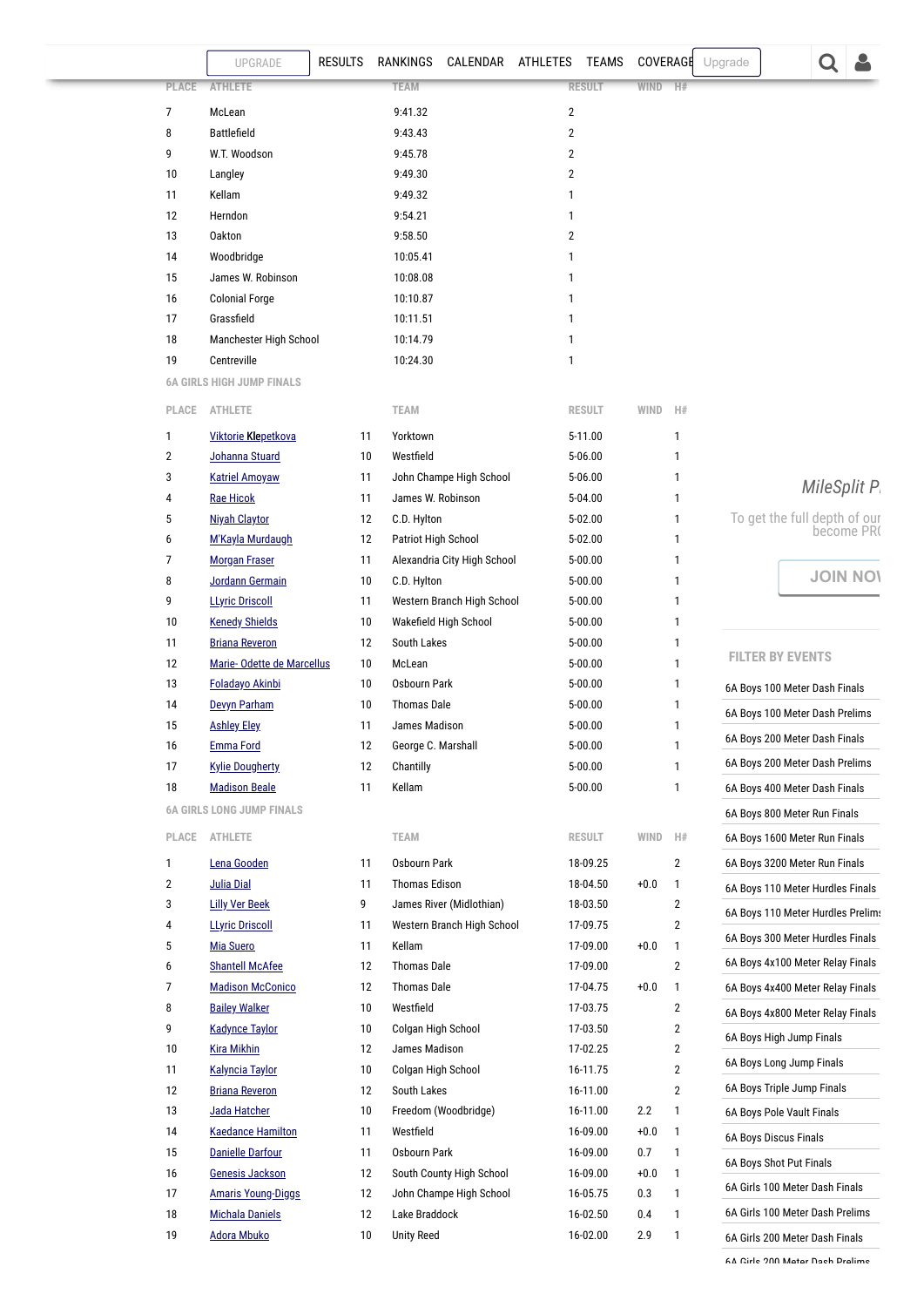| PLACE | ATHLETE | | TEAM | RESULT | WIND | H# |
|---|---|---|---|---|---|---|
| 7 | McLean | | 9:41.32 | 2 | | |
| 8 | Battlefield | | 9:43.43 | 2 | | |
| 9 | W.T. Woodson | | 9:45.78 | 2 | | |
| 10 | Langley | | 9:49.30 | 2 | | |
| 11 | Kellam | | 9:49.32 | 1 | | |
| 12 | Herndon | | 9:54.21 | 1 | | |
| 13 | Oakton | | 9:58.50 | 2 | | |
| 14 | Woodbridge | | 10:05.41 | 1 | | |
| 15 | James W. Robinson | | 10:08.08 | 1 | | |
| 16 | Colonial Forge | | 10:10.87 | 1 | | |
| 17 | Grassfield | | 10:11.51 | 1 | | |
| 18 | Manchester High School | | 10:14.79 | 1 | | |
| 19 | Centreville | | 10:24.30 | 1 | | |

### 6A GIRLS HIGH JUMP FINALS

| PLACE | ATHLETE | | TEAM | RESULT | WIND | H# |
|---|---|---|---|---|---|---|
| 1 | Viktorie Klepetkova | 11 | Yorktown | 5-11.00 | | 1 |
| 2 | Johanna Stuard | 10 | Westfield | 5-06.00 | | 1 |
| 3 | Katriel Amoyaw | 11 | John Champe High School | 5-06.00 | | 1 |
| 4 | Rae Hicok | 11 | James W. Robinson | 5-04.00 | | 1 |
| 5 | Niyah Claytor | 12 | C.D. Hylton | 5-02.00 | | 1 |
| 6 | M'Kayla Murdaugh | 12 | Patriot High School | 5-02.00 | | 1 |
| 7 | Morgan Fraser | 11 | Alexandria City High School | 5-00.00 | | 1 |
| 8 | Jordann Germain | 10 | C.D. Hylton | 5-00.00 | | 1 |
| 9 | LLyric Driscoll | 11 | Western Branch High School | 5-00.00 | | 1 |
| 10 | Kenedy Shields | 10 | Wakefield High School | 5-00.00 | | 1 |
| 11 | Briana Reveron | 12 | South Lakes | 5-00.00 | | 1 |
| 12 | Marie- Odette de Marcellus | 10 | McLean | 5-00.00 | | 1 |
| 13 | Foladayo Akinbi | 10 | Osbourn Park | 5-00.00 | | 1 |
| 14 | Devyn Parham | 10 | Thomas Dale | 5-00.00 | | 1 |
| 15 | Ashley Eley | 11 | James Madison | 5-00.00 | | 1 |
| 16 | Emma Ford | 12 | George C. Marshall | 5-00.00 | | 1 |
| 17 | Kylie Dougherty | 12 | Chantilly | 5-00.00 | | 1 |
| 18 | Madison Beale | 11 | Kellam | 5-00.00 | | 1 |

### 6A GIRLS LONG JUMP FINALS

| PLACE | ATHLETE | | TEAM | RESULT | WIND | H# |
|---|---|---|---|---|---|---|
| 1 | Lena Gooden | 11 | Osbourn Park | 18-09.25 | | 2 |
| 2 | Julia Dial | 11 | Thomas Edison | 18-04.50 | +0.0 | 1 |
| 3 | Lilly Ver Beek | 9 | James River (Midlothian) | 18-03.50 | | 2 |
| 4 | LLyric Driscoll | 11 | Western Branch High School | 17-09.75 | | 2 |
| 5 | Mia Suero | 11 | Kellam | 17-09.00 | +0.0 | 1 |
| 6 | Shantell McAfee | 12 | Thomas Dale | 17-09.00 | | 2 |
| 7 | Madison McConico | 12 | Thomas Dale | 17-04.75 | +0.0 | 1 |
| 8 | Bailey Walker | 10 | Westfield | 17-03.75 | | 2 |
| 9 | Kadynce Taylor | 10 | Colgan High School | 17-03.50 | | 2 |
| 10 | Kira Mikhin | 12 | James Madison | 17-02.25 | | 2 |
| 11 | Kalyncia Taylor | 10 | Colgan High School | 16-11.75 | | 2 |
| 12 | Briana Reveron | 12 | South Lakes | 16-11.00 | | 2 |
| 13 | Jada Hatcher | 10 | Freedom (Woodbridge) | 16-11.00 | 2.2 | 1 |
| 14 | Kaedance Hamilton | 11 | Westfield | 16-09.00 | +0.0 | 1 |
| 15 | Danielle Darfour | 11 | Osbourn Park | 16-09.00 | 0.7 | 1 |
| 16 | Genesis Jackson | 12 | South County High School | 16-09.00 | +0.0 | 1 |
| 17 | Amaris Young-Diggs | 12 | John Champe High School | 16-05.75 | 0.3 | 1 |
| 18 | Michala Daniels | 12 | Lake Braddock | 16-02.50 | 0.4 | 1 |
| 19 | Adora Mbuko | 10 | Unity Reed | 16-02.00 | 2.9 | 1 |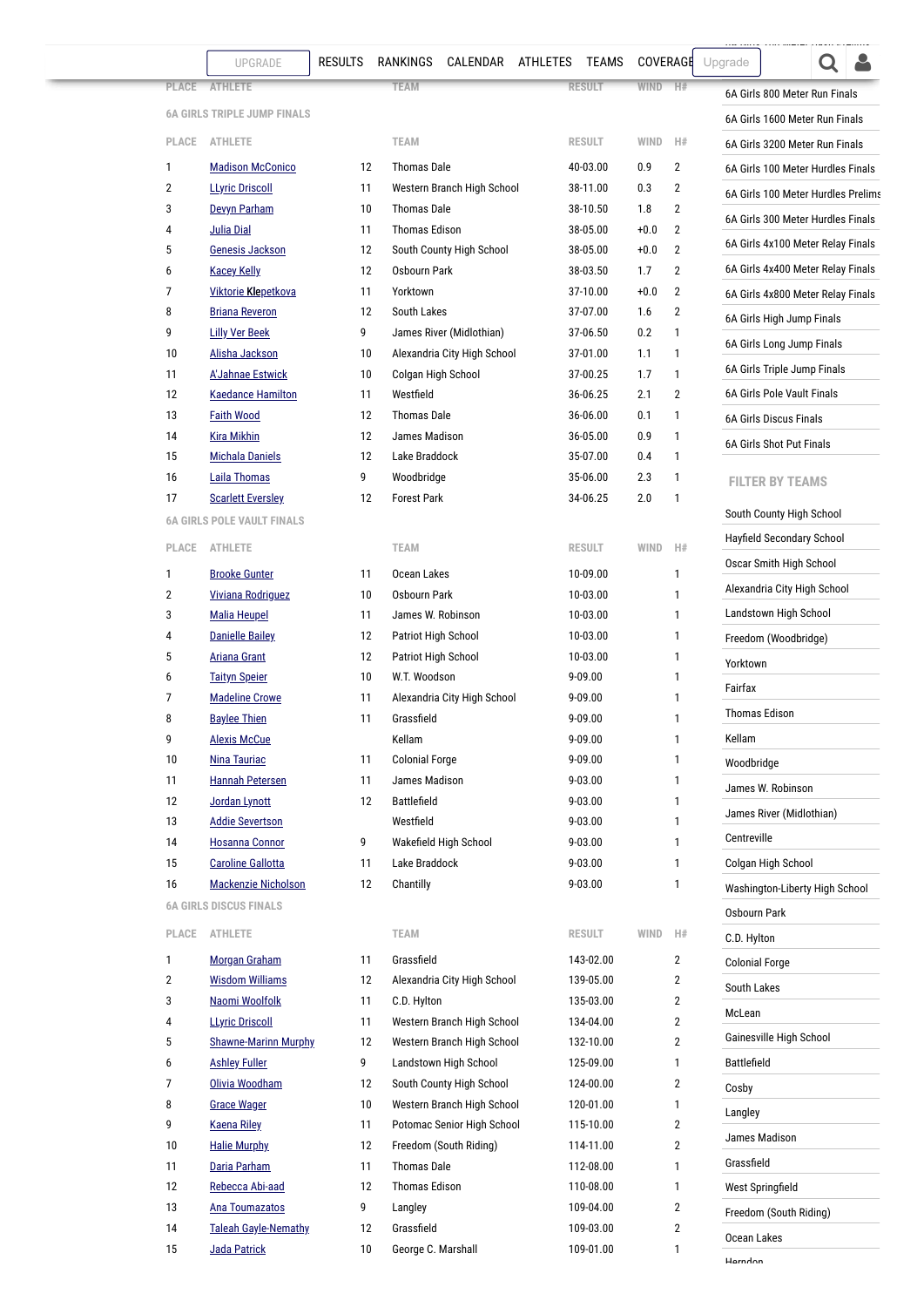UPGRADE RESULTS RANKINGS CALENDAR ATHLETES TEAMS COVERAGE Upgrade

### 6A GIRLS TRIPLE JUMP FINALS

| PLACE | ATHLETE | | TEAM | RESULT | WIND | H# |
|---|---|---|---|---|---|---|
| 1 | Madison McConico | 12 | Thomas Dale | 40-03.00 | 0.9 | 2 |
| 2 | LLyric Driscoll | 11 | Western Branch High School | 38-11.00 | 0.3 | 2 |
| 3 | Devyn Parham | 10 | Thomas Dale | 38-10.50 | 1.8 | 2 |
| 4 | Julia Dial | 11 | Thomas Edison | 38-05.00 | +0.0 | 2 |
| 5 | Genesis Jackson | 12 | South County High School | 38-05.00 | +0.0 | 2 |
| 6 | Kacey Kelly | 12 | Osbourn Park | 38-03.50 | 1.7 | 2 |
| 7 | Viktorie Klepetkova | 11 | Yorktown | 37-10.00 | +0.0 | 2 |
| 8 | Briana Reveron | 12 | South Lakes | 37-07.00 | 1.6 | 2 |
| 9 | Lilly Ver Beek | 9 | James River (Midlothian) | 37-06.50 | 0.2 | 1 |
| 10 | Alisha Jackson | 10 | Alexandria City High School | 37-01.00 | 1.1 | 1 |
| 11 | A'Jahnae Estwick | 10 | Colgan High School | 37-00.25 | 1.7 | 1 |
| 12 | Kaedance Hamilton | 11 | Westfield | 36-06.25 | 2.1 | 2 |
| 13 | Faith Wood | 12 | Thomas Dale | 36-06.00 | 0.1 | 1 |
| 14 | Kira Mikhin | 12 | James Madison | 36-05.00 | 0.9 | 1 |
| 15 | Michala Daniels | 12 | Lake Braddock | 35-07.00 | 0.4 | 1 |
| 16 | Laila Thomas | 9 | Woodbridge | 35-06.00 | 2.3 | 1 |
| 17 | Scarlett Eversley | 12 | Forest Park | 34-06.25 | 2.0 | 1 |

### 6A GIRLS POLE VAULT FINALS

| PLACE | ATHLETE | | TEAM | RESULT | WIND | H# |
|---|---|---|---|---|---|---|
| 1 | Brooke Gunter | 11 | Ocean Lakes | 10-09.00 | | 1 |
| 2 | Viviana Rodriguez | 10 | Osbourn Park | 10-03.00 | | 1 |
| 3 | Malia Heupel | 11 | James W. Robinson | 10-03.00 | | 1 |
| 4 | Danielle Bailey | 12 | Patriot High School | 10-03.00 | | 1 |
| 5 | Ariana Grant | 12 | Patriot High School | 10-03.00 | | 1 |
| 6 | Taityn Speier | 10 | W.T. Woodson | 9-09.00 | | 1 |
| 7 | Madeline Crowe | 11 | Alexandria City High School | 9-09.00 | | 1 |
| 8 | Baylee Thien | 11 | Grassfield | 9-09.00 | | 1 |
| 9 | Alexis McCue | | Kellam | 9-09.00 | | 1 |
| 10 | Nina Tauriac | 11 | Colonial Forge | 9-09.00 | | 1 |
| 11 | Hannah Petersen | 11 | James Madison | 9-03.00 | | 1 |
| 12 | Jordan Lynott | 12 | Battlefield | 9-03.00 | | 1 |
| 13 | Addie Severtson | | Westfield | 9-03.00 | | 1 |
| 14 | Hosanna Connor | 9 | Wakefield High School | 9-03.00 | | 1 |
| 15 | Caroline Gallotta | 11 | Lake Braddock | 9-03.00 | | 1 |
| 16 | Mackenzie Nicholson | 12 | Chantilly | 9-03.00 | | 1 |

### 6A GIRLS DISCUS FINALS

| PLACE | ATHLETE | | TEAM | RESULT | WIND | H# |
|---|---|---|---|---|---|---|
| 1 | Morgan Graham | 11 | Grassfield | 143-02.00 | | 2 |
| 2 | Wisdom Williams | 12 | Alexandria City High School | 139-05.00 | | 2 |
| 3 | Naomi Woolfolk | 11 | C.D. Hylton | 135-03.00 | | 2 |
| 4 | LLyric Driscoll | 11 | Western Branch High School | 134-04.00 | | 2 |
| 5 | Shawne-Marinn Murphy | 12 | Western Branch High School | 132-10.00 | | 2 |
| 6 | Ashley Fuller | 9 | Landstown High School | 125-09.00 | | 1 |
| 7 | Olivia Woodham | 12 | South County High School | 124-00.00 | | 2 |
| 8 | Grace Wager | 10 | Western Branch High School | 120-01.00 | | 1 |
| 9 | Kaena Riley | 11 | Potomac Senior High School | 115-10.00 | | 2 |
| 10 | Halie Murphy | 12 | Freedom (South Riding) | 114-11.00 | | 2 |
| 11 | Daria Parham | 11 | Thomas Dale | 112-08.00 | | 1 |
| 12 | Rebecca Abi-aad | 12 | Thomas Edison | 110-08.00 | | 1 |
| 13 | Ana Toumazatos | 9 | Langley | 109-04.00 | | 2 |
| 14 | Taleah Gayle-Nemathy | 12 | Grassfield | 109-03.00 | | 2 |
| 15 | Jada Patrick | 10 | George C. Marshall | 109-01.00 | | 1 |

- 6A Girls 800 Meter Run Finals
- 6A Girls 1600 Meter Run Finals
- 6A Girls 3200 Meter Run Finals
- 6A Girls 100 Meter Hurdles Finals
- 6A Girls 100 Meter Hurdles Prelims
- 6A Girls 300 Meter Hurdles Finals
- 6A Girls 4x100 Meter Relay Finals
- 6A Girls 4x400 Meter Relay Finals
- 6A Girls 4x800 Meter Relay Finals
- 6A Girls High Jump Finals
- 6A Girls Long Jump Finals
- 6A Girls Triple Jump Finals
- 6A Girls Pole Vault Finals
- 6A Girls Discus Finals
- 6A Girls Shot Put Finals

### FILTER BY TEAMS

- South County High School
- Hayfield Secondary School
- Oscar Smith High School
- Alexandria City High School
- Landstown High School
- Freedom (Woodbridge)
- Yorktown
- Fairfax
- Thomas Edison
- Kellam
- Woodbridge
- James W. Robinson
- James River (Midlothian)
- Centreville
- Colgan High School
- Washington-Liberty High School
- Osbourn Park
- C.D. Hylton
- Colonial Forge
- South Lakes
- McLean
- Gainesville High School
- Battlefield
- Cosby
- Langley
- James Madison
- Grassfield
- West Springfield
- Freedom (South Riding)
- Ocean Lakes
- Herndon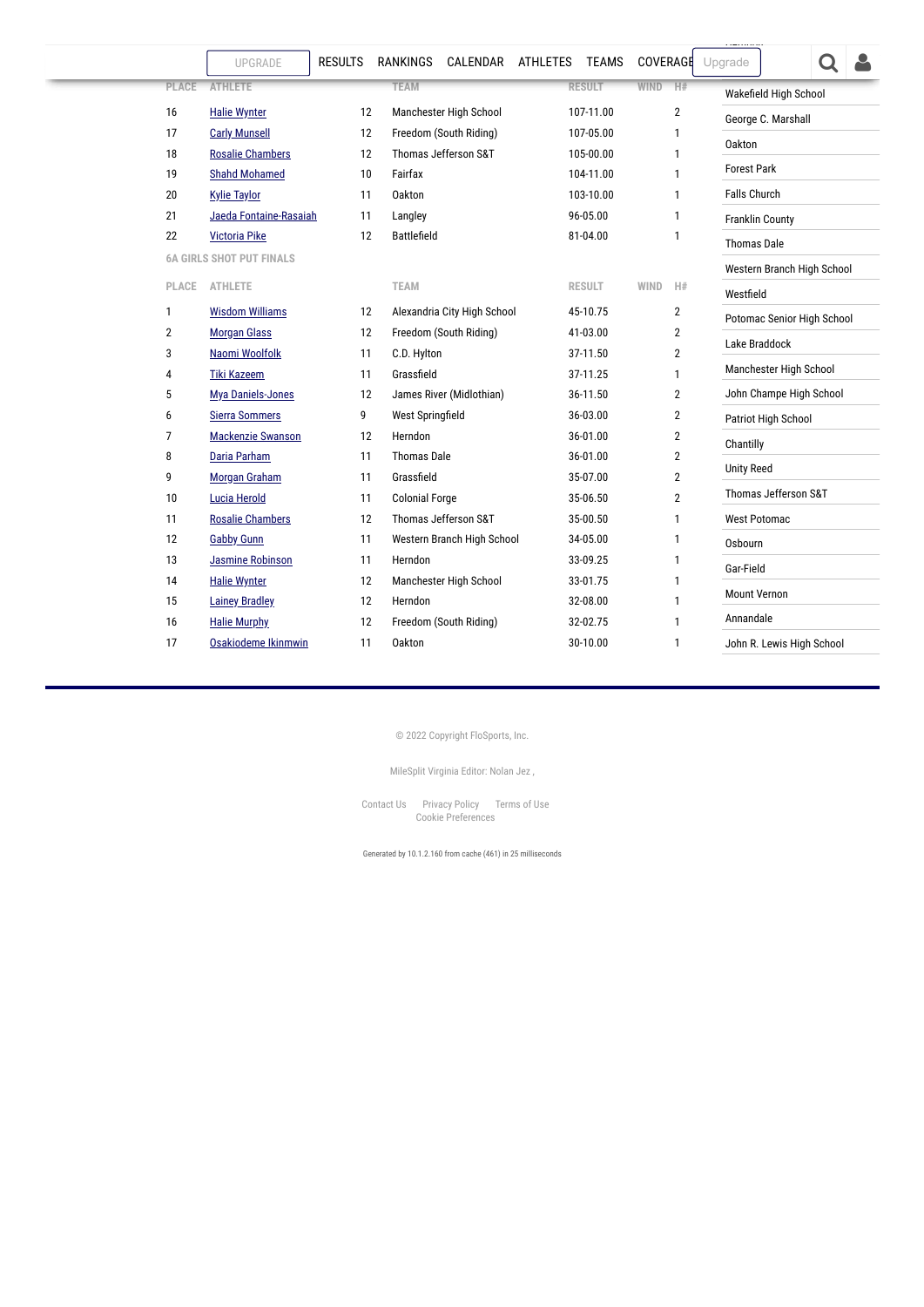| PLACE | ATHLETE | | TEAM | RESULT | WIND | H# |
|---|---|---|---|---|---|---|
| 16 | Halie Wynter | 12 | Manchester High School | 107-11.00 | | 2 |
| 17 | Carly Munsell | 12 | Freedom (South Riding) | 107-05.00 | | 1 |
| 18 | Rosalie Chambers | 12 | Thomas Jefferson S&T | 105-00.00 | | 1 |
| 19 | Shahd Mohamed | 10 | Fairfax | 104-11.00 | | 1 |
| 20 | Kylie Taylor | 11 | Oakton | 103-10.00 | | 1 |
| 21 | Jaeda Fontaine-Rasaiah | 11 | Langley | 96-05.00 | | 1 |
| 22 | Victoria Pike | 12 | Battlefield | 81-04.00 | | 1 |

**6A GIRLS SHOT PUT FINALS**

| PLACE | ATHLETE | | TEAM | RESULT | WIND | H# |
|---|---|---|---|---|---|---|
| 1 | Wisdom Williams | 12 | Alexandria City High School | 45-10.75 | | 2 |
| 2 | Morgan Glass | 12 | Freedom (South Riding) | 41-03.00 | | 2 |
| 3 | Naomi Woolfolk | 11 | C.D. Hylton | 37-11.50 | | 2 |
| 4 | Tiki Kazeem | 11 | Grassfield | 37-11.25 | | 1 |
| 5 | Mya Daniels-Jones | 12 | James River (Midlothian) | 36-11.50 | | 2 |
| 6 | Sierra Sommers | 9 | West Springfield | 36-03.00 | | 2 |
| 7 | Mackenzie Swanson | 12 | Herndon | 36-01.00 | | 2 |
| 8 | Daria Parham | 11 | Thomas Dale | 36-01.00 | | 2 |
| 9 | Morgan Graham | 11 | Grassfield | 35-07.00 | | 2 |
| 10 | Lucia Herold | 11 | Colonial Forge | 35-06.50 | | 2 |
| 11 | Rosalie Chambers | 12 | Thomas Jefferson S&T | 35-00.50 | | 1 |
| 12 | Gabby Gunn | 11 | Western Branch High School | 34-05.00 | | 1 |
| 13 | Jasmine Robinson | 11 | Herndon | 33-09.25 | | 1 |
| 14 | Halie Wynter | 12 | Manchester High School | 33-01.75 | | 1 |
| 15 | Lainey Bradley | 12 | Herndon | 32-08.00 | | 1 |
| 16 | Halie Murphy | 12 | Freedom (South Riding) | 32-02.75 | | 1 |
| 17 | Osakiodeme Ikinmwin | 11 | Oakton | 30-10.00 | | 1 |

Wakefield High School
George C. Marshall
Oakton
Forest Park
Falls Church
Franklin County
Thomas Dale
Western Branch High School
Westfield
Potomac Senior High School
Lake Braddock
Manchester High School
John Champe High School
Patriot High School
Chantilly
Unity Reed
Thomas Jefferson S&T
West Potomac
Osbourn
Gar-Field
Mount Vernon
Annandale
John R. Lewis High School

© 2022 Copyright FloSports, Inc.

MileSplit Virginia Editor: Nolan Jez ,

Contact Us Privacy Policy Terms of Use
Cookie Preferences

Generated by 10.1.2.160 from cache (461) in 25 milliseconds